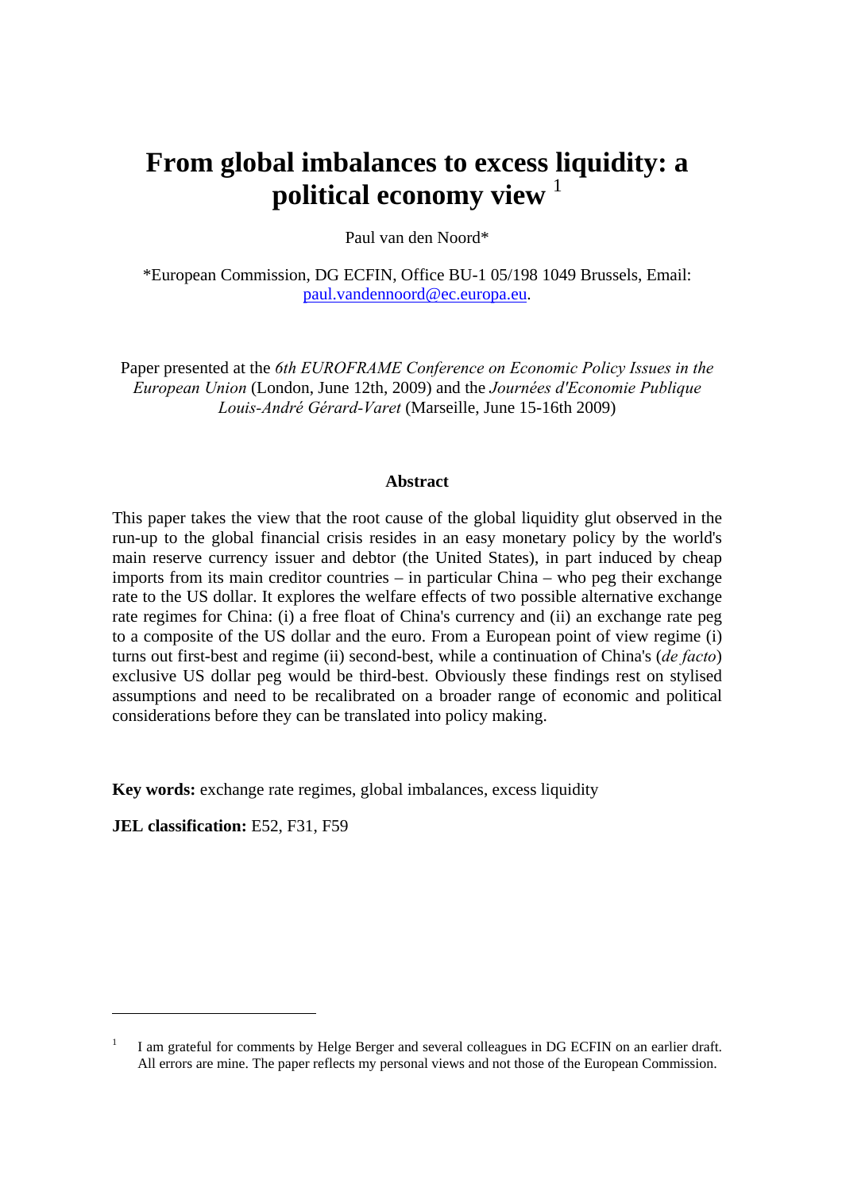# From global imbalances to excess liquidity: a political economy view [1]

Paul van den Noord*

*European Commission, DG ECFIN, Office BU-1 05/198 1049 Brussels, Email: paul.vandennoord@ec.europa.eu.

Paper presented at the *6th EUROFRAME Conference on Economic Policy Issues in the European Union* (London, June 12th, 2009) and the *Journées d'Economie Publique Louis-André Gérard-Varet* (Marseille, June 15-16th 2009)

**Abstract**

This paper takes the view that the root cause of the global liquidity glut observed in the run-up to the global financial crisis resides in an easy monetary policy by the world's main reserve currency issuer and debtor (the United States), in part induced by cheap imports from its main creditor countries – in particular China – who peg their exchange rate to the US dollar. It explores the welfare effects of two possible alternative exchange rate regimes for China: (i) a free float of China's currency and (ii) an exchange rate peg to a composite of the US dollar and the euro. From a European point of view regime (i) turns out first-best and regime (ii) second-best, while a continuation of China's (*de facto*) exclusive US dollar peg would be third-best. Obviously these findings rest on stylised assumptions and need to be recalibrated on a broader range of economic and political considerations before they can be translated into policy making.

**Key words:** exchange rate regimes, global imbalances, excess liquidity

**JEL classification:** E52, F31, F59

[1] I am grateful for comments by Helge Berger and several colleagues in DG ECFIN on an earlier draft. All errors are mine. The paper reflects my personal views and not those of the European Commission.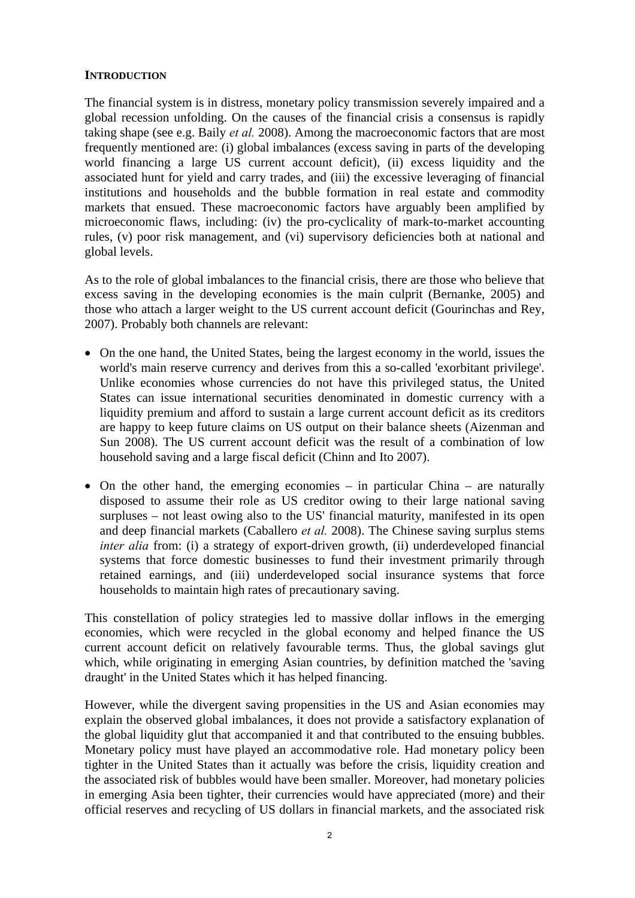## INTRODUCTION

The financial system is in distress, monetary policy transmission severely impaired and a global recession unfolding. On the causes of the financial crisis a consensus is rapidly taking shape (see e.g. Baily *et al.* 2008). Among the macroeconomic factors that are most frequently mentioned are: (i) global imbalances (excess saving in parts of the developing world financing a large US current account deficit), (ii) excess liquidity and the associated hunt for yield and carry trades, and (iii) the excessive leveraging of financial institutions and households and the bubble formation in real estate and commodity markets that ensued. These macroeconomic factors have arguably been amplified by microeconomic flaws, including: (iv) the pro-cyclicality of mark-to-market accounting rules, (v) poor risk management, and (vi) supervisory deficiencies both at national and global levels.

As to the role of global imbalances to the financial crisis, there are those who believe that excess saving in the developing economies is the main culprit (Bernanke, 2005) and those who attach a larger weight to the US current account deficit (Gourinchas and Rey, 2007). Probably both channels are relevant:

- On the one hand, the United States, being the largest economy in the world, issues the world's main reserve currency and derives from this a so-called 'exorbitant privilege'. Unlike economies whose currencies do not have this privileged status, the United States can issue international securities denominated in domestic currency with a liquidity premium and afford to sustain a large current account deficit as its creditors are happy to keep future claims on US output on their balance sheets (Aizenman and Sun 2008). The US current account deficit was the result of a combination of low household saving and a large fiscal deficit (Chinn and Ito 2007).

- On the other hand, the emerging economies – in particular China – are naturally disposed to assume their role as US creditor owing to their large national saving surpluses – not least owing also to the US' financial maturity, manifested in its open and deep financial markets (Caballero *et al.* 2008). The Chinese saving surplus stems *inter alia* from: (i) a strategy of export-driven growth, (ii) underdeveloped financial systems that force domestic businesses to fund their investment primarily through retained earnings, and (iii) underdeveloped social insurance systems that force households to maintain high rates of precautionary saving.

This constellation of policy strategies led to massive dollar inflows in the emerging economies, which were recycled in the global economy and helped finance the US current account deficit on relatively favourable terms. Thus, the global savings glut which, while originating in emerging Asian countries, by definition matched the 'saving draught' in the United States which it has helped financing.

However, while the divergent saving propensities in the US and Asian economies may explain the observed global imbalances, it does not provide a satisfactory explanation of the global liquidity glut that accompanied it and that contributed to the ensuing bubbles. Monetary policy must have played an accommodative role. Had monetary policy been tighter in the United States than it actually was before the crisis, liquidity creation and the associated risk of bubbles would have been smaller. Moreover, had monetary policies in emerging Asia been tighter, their currencies would have appreciated (more) and their official reserves and recycling of US dollars in financial markets, and the associated risk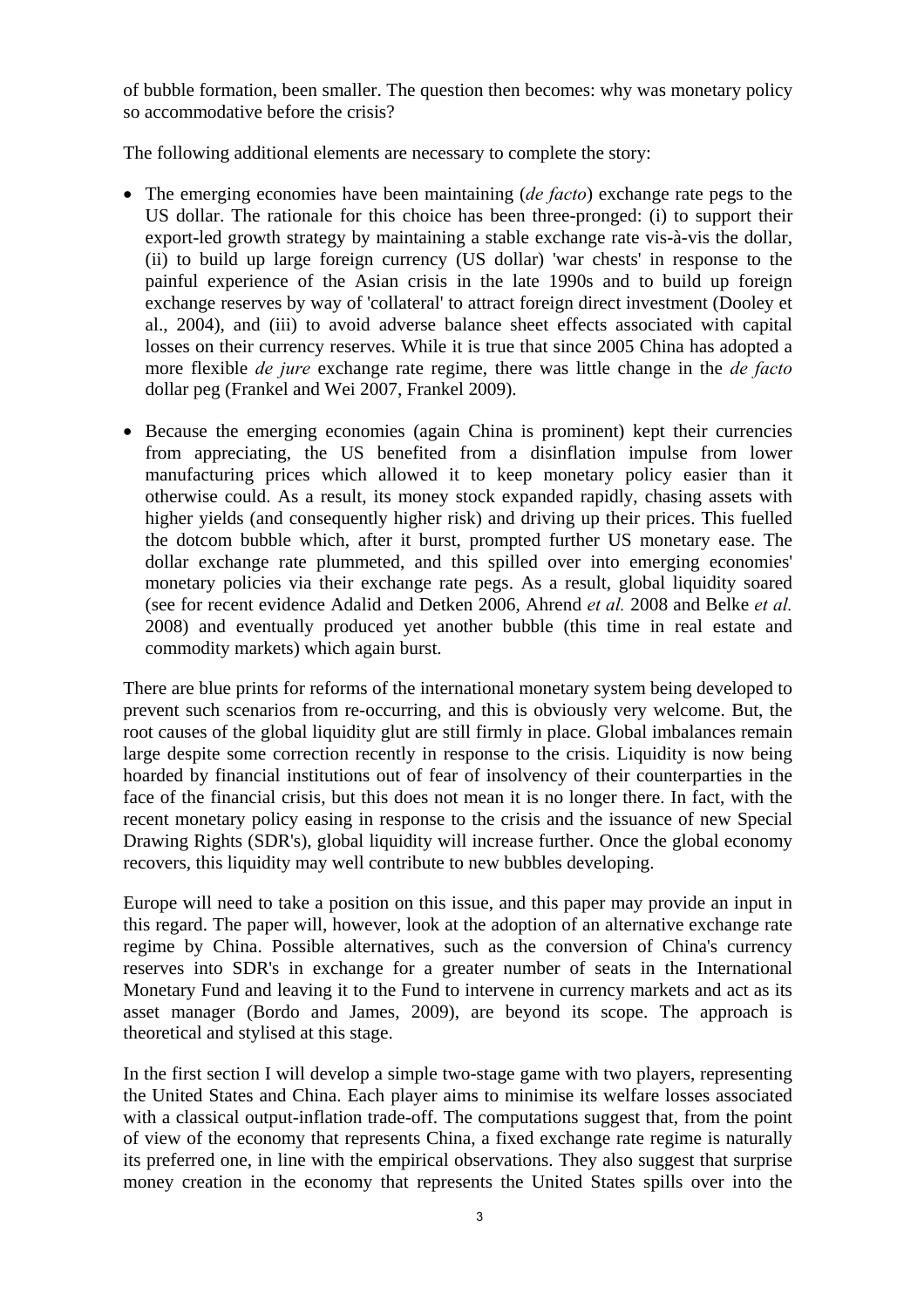of bubble formation, been smaller. The question then becomes: why was monetary policy so accommodative before the crisis?

The following additional elements are necessary to complete the story:

- The emerging economies have been maintaining (*de facto*) exchange rate pegs to the US dollar. The rationale for this choice has been three-pronged: (i) to support their export-led growth strategy by maintaining a stable exchange rate vis-à-vis the dollar, (ii) to build up large foreign currency (US dollar) 'war chests' in response to the painful experience of the Asian crisis in the late 1990s and to build up foreign exchange reserves by way of 'collateral' to attract foreign direct investment (Dooley et al., 2004), and (iii) to avoid adverse balance sheet effects associated with capital losses on their currency reserves. While it is true that since 2005 China has adopted a more flexible *de jure* exchange rate regime, there was little change in the *de facto* dollar peg (Frankel and Wei 2007, Frankel 2009).

- Because the emerging economies (again China is prominent) kept their currencies from appreciating, the US benefited from a disinflation impulse from lower manufacturing prices which allowed it to keep monetary policy easier than it otherwise could. As a result, its money stock expanded rapidly, chasing assets with higher yields (and consequently higher risk) and driving up their prices. This fuelled the dotcom bubble which, after it burst, prompted further US monetary ease. The dollar exchange rate plummeted, and this spilled over into emerging economies' monetary policies via their exchange rate pegs. As a result, global liquidity soared (see for recent evidence Adalid and Detken 2006, Ahrend *et al.* 2008 and Belke *et al.* 2008) and eventually produced yet another bubble (this time in real estate and commodity markets) which again burst.

There are blue prints for reforms of the international monetary system being developed to prevent such scenarios from re-occurring, and this is obviously very welcome. But, the root causes of the global liquidity glut are still firmly in place. Global imbalances remain large despite some correction recently in response to the crisis. Liquidity is now being hoarded by financial institutions out of fear of insolvency of their counterparties in the face of the financial crisis, but this does not mean it is no longer there. In fact, with the recent monetary policy easing in response to the crisis and the issuance of new Special Drawing Rights (SDR's), global liquidity will increase further. Once the global economy recovers, this liquidity may well contribute to new bubbles developing.

Europe will need to take a position on this issue, and this paper may provide an input in this regard. The paper will, however, look at the adoption of an alternative exchange rate regime by China. Possible alternatives, such as the conversion of China's currency reserves into SDR's in exchange for a greater number of seats in the International Monetary Fund and leaving it to the Fund to intervene in currency markets and act as its asset manager (Bordo and James, 2009), are beyond its scope. The approach is theoretical and stylised at this stage.

In the first section I will develop a simple two-stage game with two players, representing the United States and China. Each player aims to minimise its welfare losses associated with a classical output-inflation trade-off. The computations suggest that, from the point of view of the economy that represents China, a fixed exchange rate regime is naturally its preferred one, in line with the empirical observations. They also suggest that surprise money creation in the economy that represents the United States spills over into the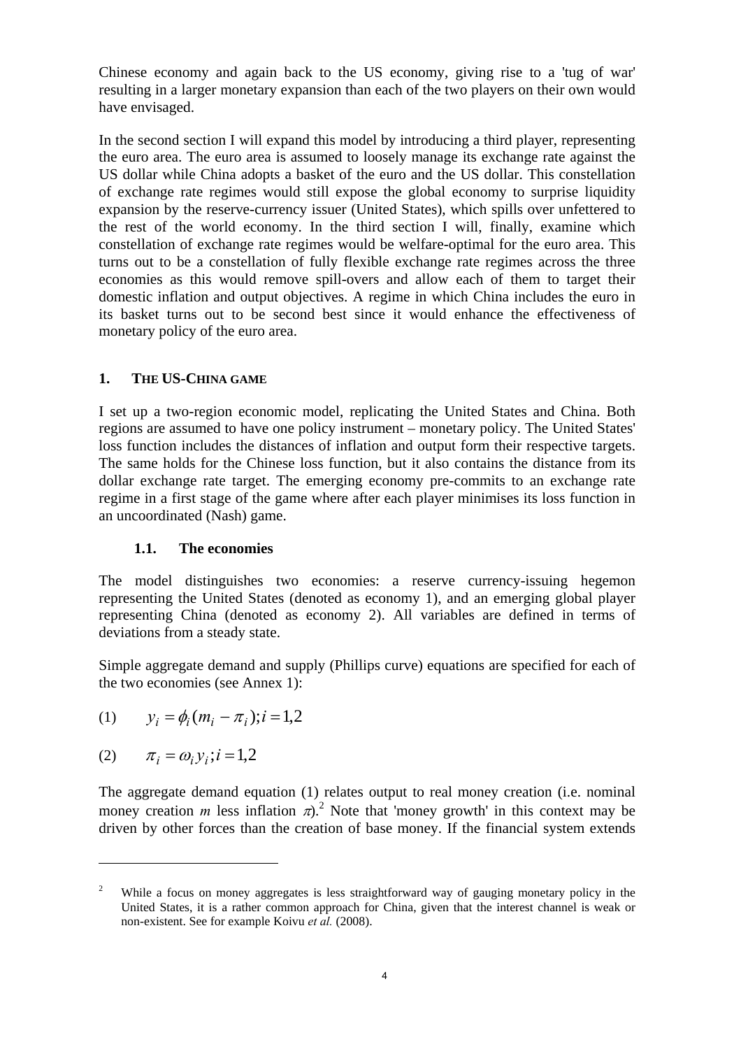Chinese economy and again back to the US economy, giving rise to a 'tug of war' resulting in a larger monetary expansion than each of the two players on their own would have envisaged.

In the second section I will expand this model by introducing a third player, representing the euro area. The euro area is assumed to loosely manage its exchange rate against the US dollar while China adopts a basket of the euro and the US dollar. This constellation of exchange rate regimes would still expose the global economy to surprise liquidity expansion by the reserve-currency issuer (United States), which spills over unfettered to the rest of the world economy. In the third section I will, finally, examine which constellation of exchange rate regimes would be welfare-optimal for the euro area. This turns out to be a constellation of fully flexible exchange rate regimes across the three economies as this would remove spill-overs and allow each of them to target their domestic inflation and output objectives. A regime in which China includes the euro in its basket turns out to be second best since it would enhance the effectiveness of monetary policy of the euro area.

## 1. THE US-CHINA GAME

I set up a two-region economic model, replicating the United States and China. Both regions are assumed to have one policy instrument – monetary policy. The United States' loss function includes the distances of inflation and output form their respective targets. The same holds for the Chinese loss function, but it also contains the distance from its dollar exchange rate target. The emerging economy pre-commits to an exchange rate regime in a first stage of the game where after each player minimises its loss function in an uncoordinated (Nash) game.

### 1.1. The economies

The model distinguishes two economies: a reserve currency-issuing hegemon representing the United States (denoted as economy 1), and an emerging global player representing China (denoted as economy 2). All variables are defined in terms of deviations from a steady state.

Simple aggregate demand and supply (Phillips curve) equations are specified for each of the two economies (see Annex 1):

$$(1) \qquad y_i = \phi_i(m_i - \pi_i); i = 1,2$$

$$(2) \qquad \pi_i = \omega_i y_i; i = 1,2$$

The aggregate demand equation (1) relates output to real money creation (i.e. nominal money creation $m$ less inflation $\pi$).[2] Note that 'money growth' in this context may be driven by other forces than the creation of base money. If the financial system extends

[2] While a focus on money aggregates is less straightforward way of gauging monetary policy in the United States, it is a rather common approach for China, given that the interest channel is weak or non-existent. See for example Koivu *et al.* (2008).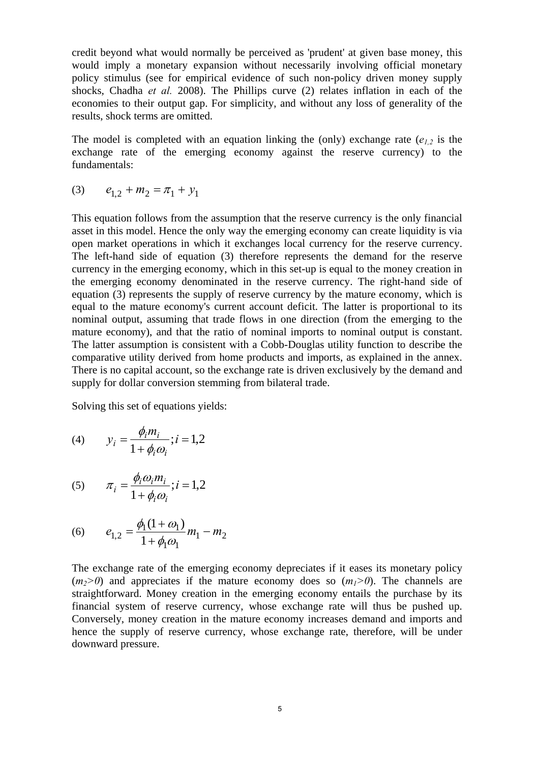credit beyond what would normally be perceived as 'prudent' at given base money, this would imply a monetary expansion without necessarily involving official monetary policy stimulus (see for empirical evidence of such non-policy driven money supply shocks, Chadha *et al.* 2008). The Phillips curve (2) relates inflation in each of the economies to their output gap. For simplicity, and without any loss of generality of the results, shock terms are omitted.

The model is completed with an equation linking the (only) exchange rate ($e_{1,2}$ is the exchange rate of the emerging economy against the reserve currency) to the fundamentals:

$$(3) \qquad e_{1,2} + m_2 = \pi_1 + y_1$$

This equation follows from the assumption that the reserve currency is the only financial asset in this model. Hence the only way the emerging economy can create liquidity is via open market operations in which it exchanges local currency for the reserve currency. The left-hand side of equation (3) therefore represents the demand for the reserve currency in the emerging economy, which in this set-up is equal to the money creation in the emerging economy denominated in the reserve currency. The right-hand side of equation (3) represents the supply of reserve currency by the mature economy, which is equal to the mature economy's current account deficit. The latter is proportional to its nominal output, assuming that trade flows in one direction (from the emerging to the mature economy), and that the ratio of nominal imports to nominal output is constant. The latter assumption is consistent with a Cobb-Douglas utility function to describe the comparative utility derived from home products and imports, as explained in the annex. There is no capital account, so the exchange rate is driven exclusively by the demand and supply for dollar conversion stemming from bilateral trade.

Solving this set of equations yields:

$$(4) \qquad y_i = \frac{\phi_i m_i}{1 + \phi_i \omega_i}; i = 1,2$$

$$(5) \qquad \pi_i = \frac{\phi_i \omega_i m_i}{1 + \phi_i \omega_i}; i = 1,2$$

$$(6) \qquad e_{1,2} = \frac{\phi_1 (1 + \omega_1)}{1 + \phi_1 \omega_1} m_1 - m_2$$

The exchange rate of the emerging economy depreciates if it eases its monetary policy ($m_2 > 0$) and appreciates if the mature economy does so ($m_1 > 0$). The channels are straightforward. Money creation in the emerging economy entails the purchase by its financial system of reserve currency, whose exchange rate will thus be pushed up. Conversely, money creation in the mature economy increases demand and imports and hence the supply of reserve currency, whose exchange rate, therefore, will be under downward pressure.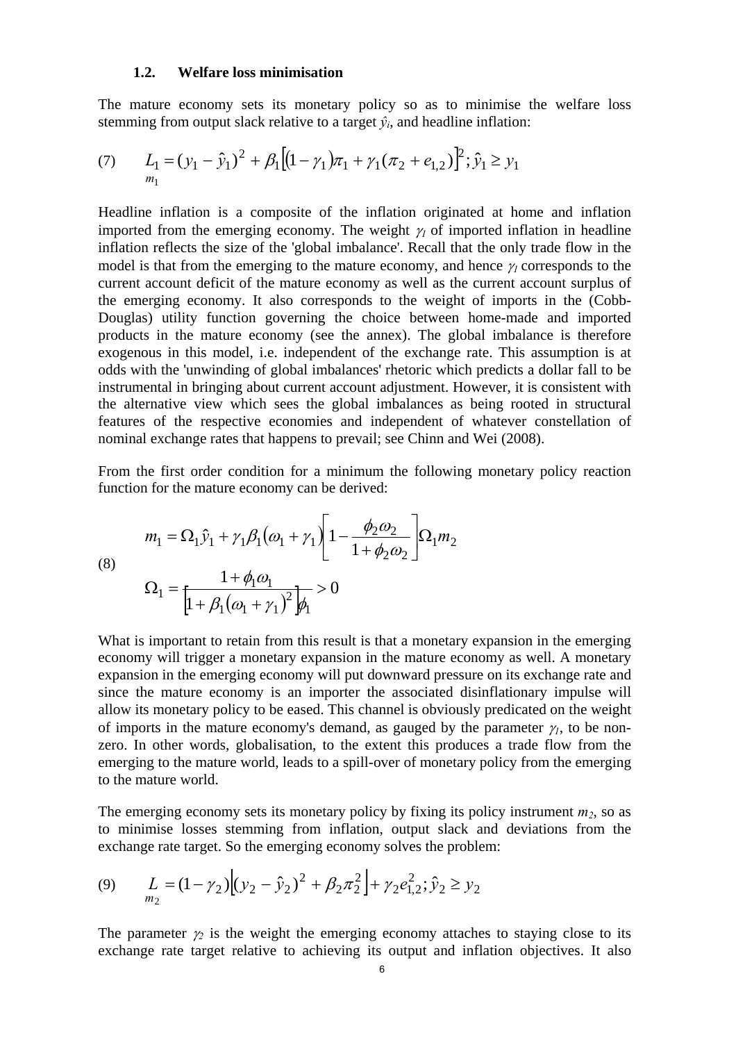### 1.2. Welfare loss minimisation

The mature economy sets its monetary policy so as to minimise the welfare loss stemming from output slack relative to a target $\hat{y}_i$, and headline inflation:

$$(7) \qquad \underset{m_1}{L_1} = (y_1 - \hat{y}_1)^2 + \beta_1\left[(1-\gamma_1)\pi_1 + \gamma_1(\pi_2 + e_{1,2})\right]^2; \hat{y}_1 \geq y_1$$

Headline inflation is a composite of the inflation originated at home and inflation imported from the emerging economy. The weight $\gamma_1$ of imported inflation in headline inflation reflects the size of the 'global imbalance'. Recall that the only trade flow in the model is that from the emerging to the mature economy, and hence $\gamma_1$ corresponds to the current account deficit of the mature economy as well as the current account surplus of the emerging economy. It also corresponds to the weight of imports in the (Cobb-Douglas) utility function governing the choice between home-made and imported products in the mature economy (see the annex). The global imbalance is therefore exogenous in this model, i.e. independent of the exchange rate. This assumption is at odds with the 'unwinding of global imbalances' rhetoric which predicts a dollar fall to be instrumental in bringing about current account adjustment. However, it is consistent with the alternative view which sees the global imbalances as being rooted in structural features of the respective economies and independent of whatever constellation of nominal exchange rates that happens to prevail; see Chinn and Wei (2008).

From the first order condition for a minimum the following monetary policy reaction function for the mature economy can be derived:

$$(8) \qquad \begin{aligned} m_1 &= \Omega_1\hat{y}_1 + \gamma_1\beta_1(\omega_1 + \gamma_1)\left[1 - \frac{\phi_2\omega_2}{1+\phi_2\omega_2}\right]\Omega_1 m_2 \\ \Omega_1 &= \frac{1+\phi_1\omega_1}{\left[1+\beta_1(\omega_1+\gamma_1)^2\right]\phi_1} > 0 \end{aligned}$$

What is important to retain from this result is that a monetary expansion in the emerging economy will trigger a monetary expansion in the mature economy as well. A monetary expansion in the emerging economy will put downward pressure on its exchange rate and since the mature economy is an importer the associated disinflationary impulse will allow its monetary policy to be eased. This channel is obviously predicated on the weight of imports in the mature economy's demand, as gauged by the parameter $\gamma_1$, to be non-zero. In other words, globalisation, to the extent this produces a trade flow from the emerging to the mature world, leads to a spill-over of monetary policy from the emerging to the mature world.

The emerging economy sets its monetary policy by fixing its policy instrument $m_2$, so as to minimise losses stemming from inflation, output slack and deviations from the exchange rate target. So the emerging economy solves the problem:

$$(9) \qquad \underset{m_2}{L} = (1-\gamma_2)\left[(y_2 - \hat{y}_2)^2 + \beta_2\pi_2^2\right] + \gamma_2 e_{1,2}^2; \hat{y}_2 \geq y_2$$

The parameter $\gamma_2$ is the weight the emerging economy attaches to staying close to its exchange rate target relative to achieving its output and inflation objectives. It also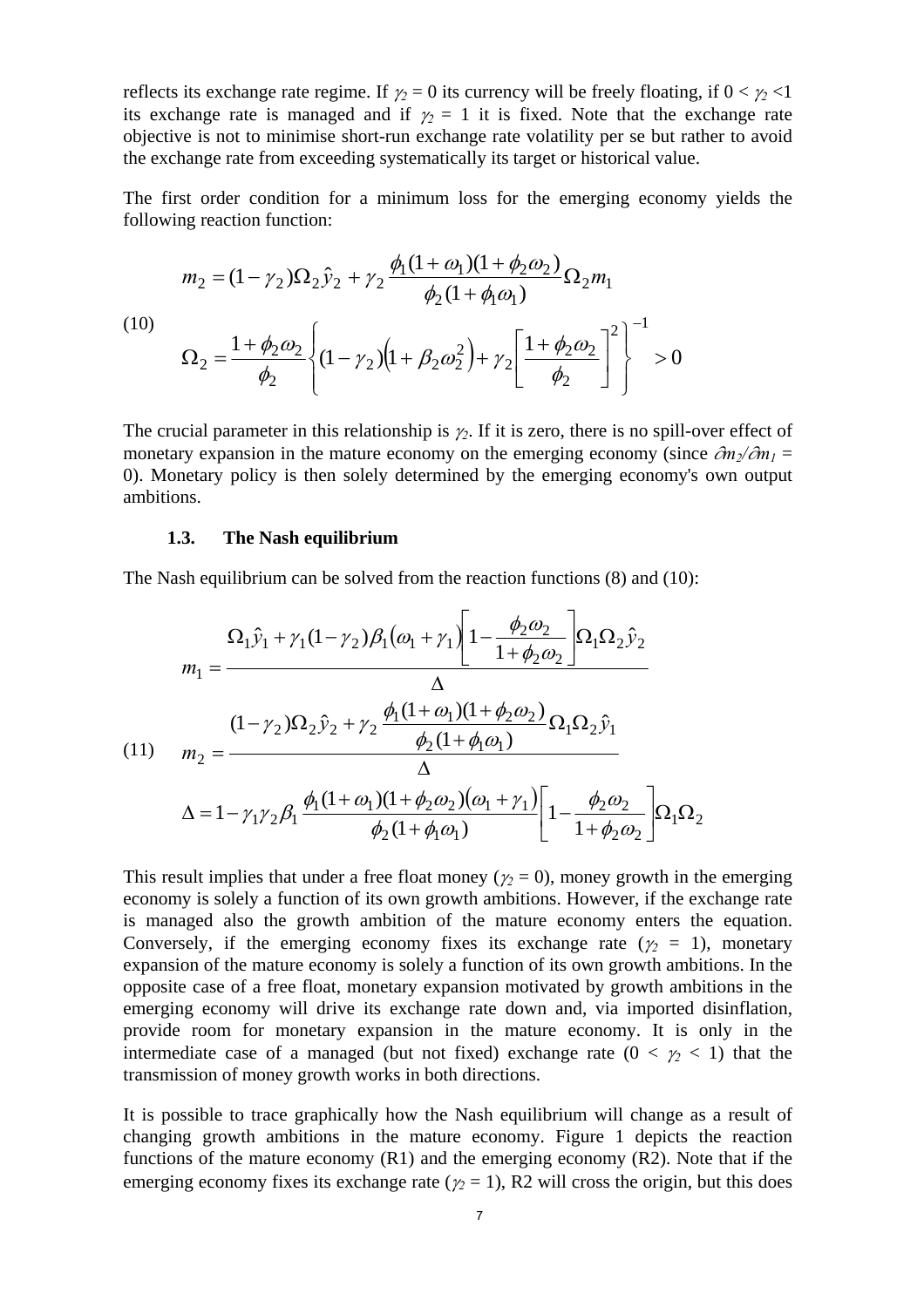reflects its exchange rate regime. If $\gamma_2 = 0$ its currency will be freely floating, if $0 < \gamma_2 < 1$ its exchange rate is managed and if $\gamma_2 = 1$ it is fixed. Note that the exchange rate objective is not to minimise short-run exchange rate volatility per se but rather to avoid the exchange rate from exceeding systematically its target or historical value.

The first order condition for a minimum loss for the emerging economy yields the following reaction function:

$$
\text{(10)} \quad
\begin{aligned}
m_2 &= (1-\gamma_2)\Omega_2 \hat{y}_2 + \gamma_2 \frac{\phi_1(1+\omega_1)(1+\phi_2\omega_2)}{\phi_2(1+\phi_1\omega_1)}\Omega_2 m_1 \\
\Omega_2 &= \frac{1+\phi_2\omega_2}{\phi_2}\left\{(1-\gamma_2)\left(1+\beta_2\omega_2^2\right)+\gamma_2\left[\frac{1+\phi_2\omega_2}{\phi_2}\right]^2\right\}^{-1} > 0
\end{aligned}
$$

The crucial parameter in this relationship is $\gamma_2$. If it is zero, there is no spill-over effect of monetary expansion in the mature economy on the emerging economy (since $\partial m_2/\partial m_1 = 0$). Monetary policy is then solely determined by the emerging economy's own output ambitions.

### 1.3. The Nash equilibrium

The Nash equilibrium can be solved from the reaction functions (8) and (10):

$$
\text{(11)} \quad
\begin{aligned}
m_1 &= \frac{\Omega_1 \hat{y}_1 + \gamma_1(1-\gamma_2)\beta_1\left(\omega_1+\gamma_1\right)\left[1-\dfrac{\phi_2\omega_2}{1+\phi_2\omega_2}\right]\Omega_1\Omega_2\hat{y}_2}{\Delta} \\
m_2 &= \frac{(1-\gamma_2)\Omega_2\hat{y}_2 + \gamma_2\dfrac{\phi_1(1+\omega_1)(1+\phi_2\omega_2)}{\phi_2(1+\phi_1\omega_1)}\Omega_1\Omega_2\hat{y}_1}{\Delta} \\
\Delta &= 1-\gamma_1\gamma_2\beta_1\frac{\phi_1(1+\omega_1)(1+\phi_2\omega_2)\left(\omega_1+\gamma_1\right)}{\phi_2(1+\phi_1\omega_1)}\left[1-\frac{\phi_2\omega_2}{1+\phi_2\omega_2}\right]\Omega_1\Omega_2
\end{aligned}
$$

This result implies that under a free float money ($\gamma_2 = 0$), money growth in the emerging economy is solely a function of its own growth ambitions. However, if the exchange rate is managed also the growth ambition of the mature economy enters the equation. Conversely, if the emerging economy fixes its exchange rate ($\gamma_2 = 1$), monetary expansion of the mature economy is solely a function of its own growth ambitions. In the opposite case of a free float, monetary expansion motivated by growth ambitions in the emerging economy will drive its exchange rate down and, via imported disinflation, provide room for monetary expansion in the mature economy. It is only in the intermediate case of a managed (but not fixed) exchange rate ($0 < \gamma_2 < 1$) that the transmission of money growth works in both directions.

It is possible to trace graphically how the Nash equilibrium will change as a result of changing growth ambitions in the mature economy. Figure 1 depicts the reaction functions of the mature economy (R1) and the emerging economy (R2). Note that if the emerging economy fixes its exchange rate ($\gamma_2 = 1$), R2 will cross the origin, but this does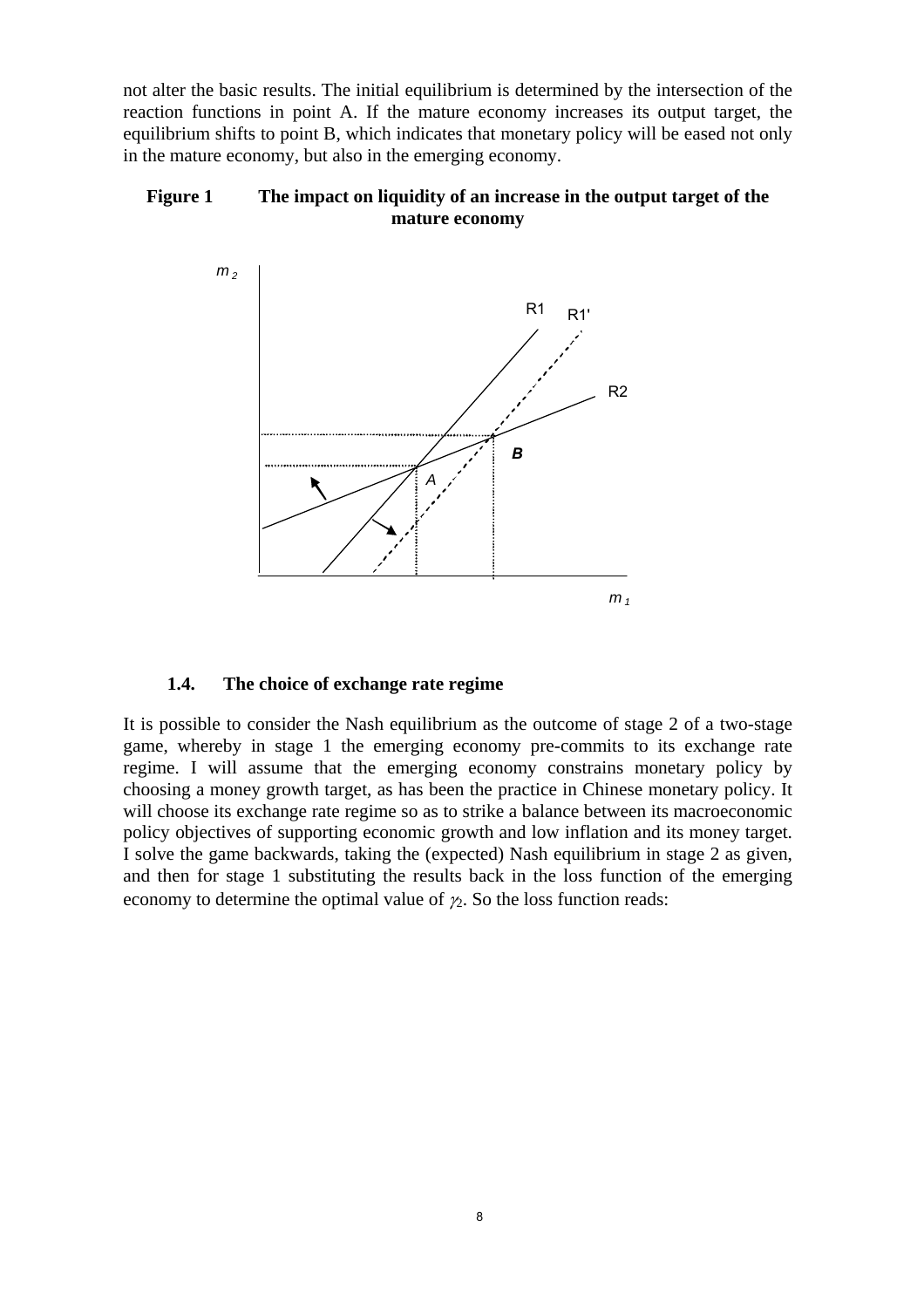not alter the basic results. The initial equilibrium is determined by the intersection of the reaction functions in point A. If the mature economy increases its output target, the equilibrium shifts to point B, which indicates that monetary policy will be eased not only in the mature economy, but also in the emerging economy.

**Figure 1 The impact on liquidity of an increase in the output target of the mature economy**

### 1.4. The choice of exchange rate regime

It is possible to consider the Nash equilibrium as the outcome of stage 2 of a two-stage game, whereby in stage 1 the emerging economy pre-commits to its exchange rate regime. I will assume that the emerging economy constrains monetary policy by choosing a money growth target, as has been the practice in Chinese monetary policy. It will choose its exchange rate regime so as to strike a balance between its macroeconomic policy objectives of supporting economic growth and low inflation and its money target. I solve the game backwards, taking the (expected) Nash equilibrium in stage 2 as given, and then for stage 1 substituting the results back in the loss function of the emerging economy to determine the optimal value of $\gamma_2$. So the loss function reads: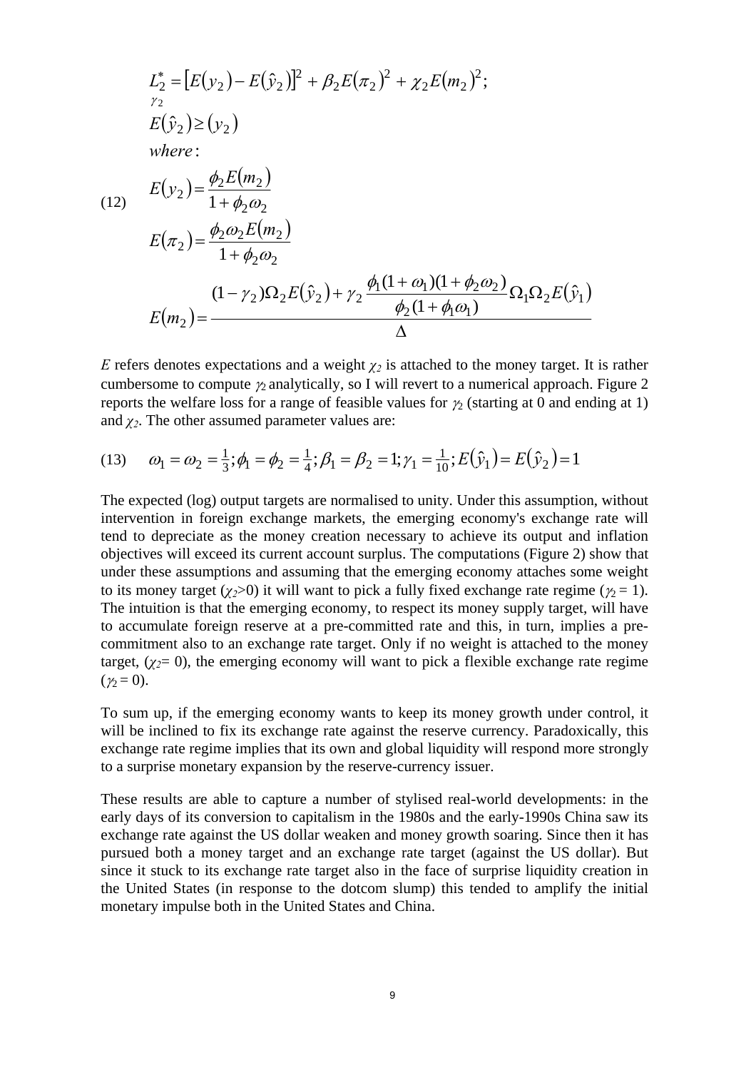$$
\begin{aligned}
&\underset{\gamma_2}{L_2^*} = \left[E(y_2) - E(\hat{y}_2)\right]^2 + \beta_2 E(\pi_2)^2 + \chi_2 E(m_2)^2; \\
&E(\hat{y}_2) \geq (y_2) \\
&where: \\
&E(y_2) = \frac{\phi_2 E(m_2)}{1+\phi_2\omega_2} \\
&E(\pi_2) = \frac{\phi_2\omega_2 E(m_2)}{1+\phi_2\omega_2} \\
&E(m_2) = \frac{(1-\gamma_2)\Omega_2 E(\hat{y}_2) + \gamma_2 \dfrac{\phi_1(1+\omega_1)(1+\phi_2\omega_2)}{\phi_2(1+\phi_1\omega_1)}\Omega_1\Omega_2 E(\hat{y}_1)}{\Delta}
\end{aligned}
\tag{12}
$$

$E$ refers denotes expectations and a weight $\chi_2$ is attached to the money target. It is rather cumbersome to compute $\gamma_2$ analytically, so I will revert to a numerical approach. Figure 2 reports the welfare loss for a range of feasible values for $\gamma_2$ (starting at 0 and ending at 1) and $\chi_2$. The other assumed parameter values are:

$$
\omega_1 = \omega_2 = \tfrac{1}{3}; \phi_1 = \phi_2 = \tfrac{1}{4}; \beta_1 = \beta_2 = 1; \gamma_1 = \tfrac{1}{10}; E(\hat{y}_1) = E(\hat{y}_2) = 1 \tag{13}
$$

The expected (log) output targets are normalised to unity. Under this assumption, without intervention in foreign exchange markets, the emerging economy's exchange rate will tend to depreciate as the money creation necessary to achieve its output and inflation objectives will exceed its current account surplus. The computations (Figure 2) show that under these assumptions and assuming that the emerging economy attaches some weight to its money target ($\chi_2$>0) it will want to pick a fully fixed exchange rate regime ($\gamma_2$ = 1). The intuition is that the emerging economy, to respect its money supply target, will have to accumulate foreign reserve at a pre-committed rate and this, in turn, implies a pre-commitment also to an exchange rate target. Only if no weight is attached to the money target, ($\chi_2$= 0), the emerging economy will want to pick a flexible exchange rate regime ($\gamma_2$ = 0).

To sum up, if the emerging economy wants to keep its money growth under control, it will be inclined to fix its exchange rate against the reserve currency. Paradoxically, this exchange rate regime implies that its own and global liquidity will respond more strongly to a surprise monetary expansion by the reserve-currency issuer.

These results are able to capture a number of stylised real-world developments: in the early days of its conversion to capitalism in the 1980s and the early-1990s China saw its exchange rate against the US dollar weaken and money growth soaring. Since then it has pursued both a money target and an exchange rate target (against the US dollar). But since it stuck to its exchange rate target also in the face of surprise liquidity creation in the United States (in response to the dotcom slump) this tended to amplify the initial monetary impulse both in the United States and China.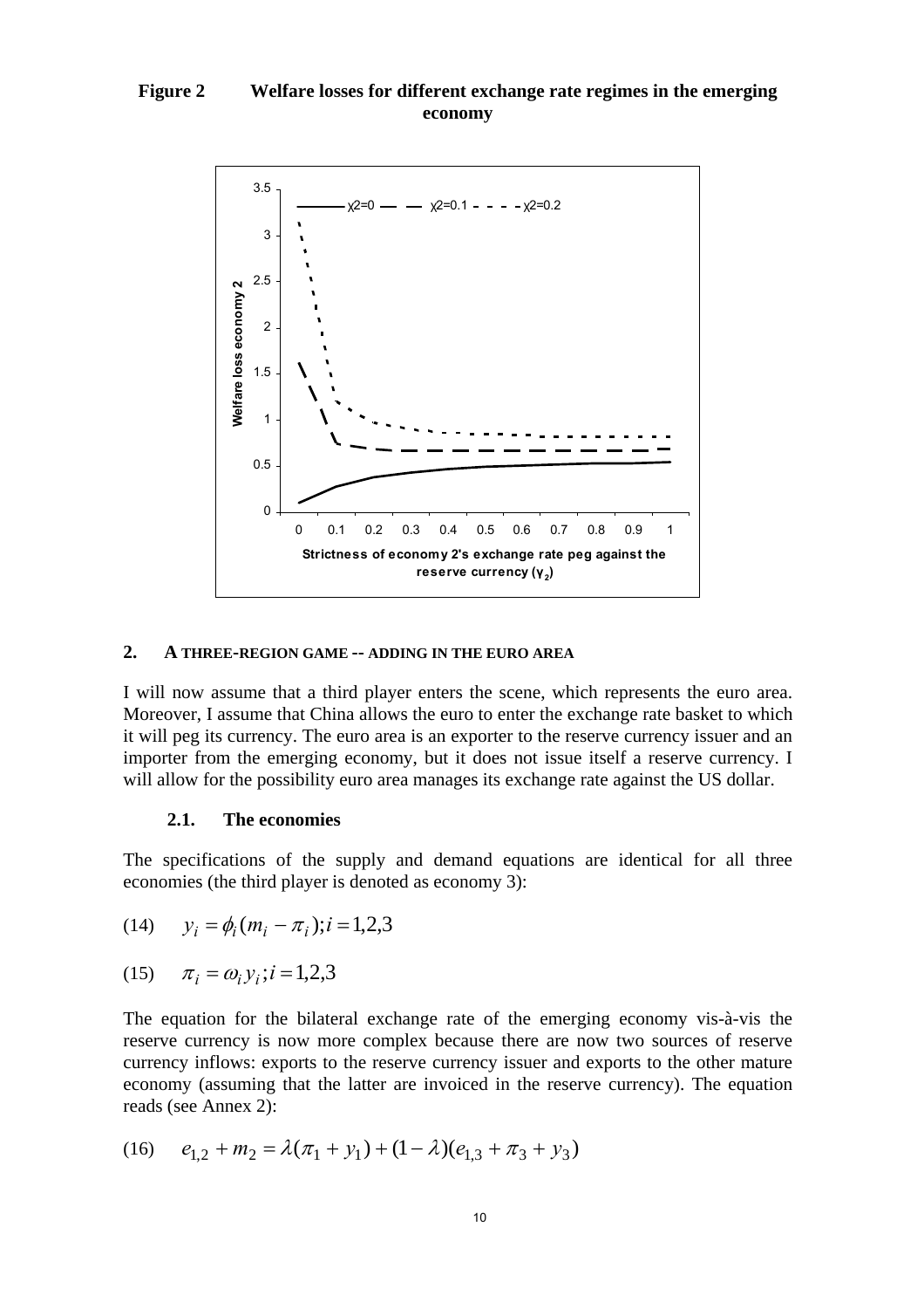**Figure 2 Welfare losses for different exchange rate regimes in the emerging economy**

## 2. A THREE-REGION GAME -- ADDING IN THE EURO AREA

I will now assume that a third player enters the scene, which represents the euro area. Moreover, I assume that China allows the euro to enter the exchange rate basket to which it will peg its currency. The euro area is an exporter to the reserve currency issuer and an importer from the emerging economy, but it does not issue itself a reserve currency. I will allow for the possibility euro area manages its exchange rate against the US dollar.

### 2.1. The economies

The specifications of the supply and demand equations are identical for all three economies (the third player is denoted as economy 3):

$$(14) \quad y_i = \phi_i(m_i - \pi_i); i = 1,2,3$$

$$(15) \quad \pi_i = \omega_i y_i; i = 1,2,3$$

The equation for the bilateral exchange rate of the emerging economy vis-à-vis the reserve currency is now more complex because there are now two sources of reserve currency inflows: exports to the reserve currency issuer and exports to the other mature economy (assuming that the latter are invoiced in the reserve currency). The equation reads (see Annex 2):

$$(16) \quad e_{1,2} + m_2 = \lambda(\pi_1 + y_1) + (1 - \lambda)(e_{1,3} + \pi_3 + y_3)$$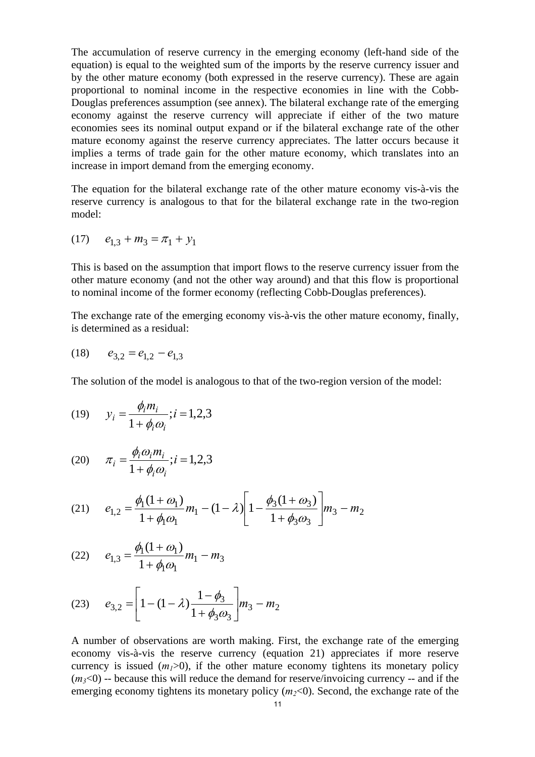The accumulation of reserve currency in the emerging economy (left-hand side of the equation) is equal to the weighted sum of the imports by the reserve currency issuer and by the other mature economy (both expressed in the reserve currency). These are again proportional to nominal income in the respective economies in line with the Cobb-Douglas preferences assumption (see annex). The bilateral exchange rate of the emerging economy against the reserve currency will appreciate if either of the two mature economies sees its nominal output expand or if the bilateral exchange rate of the other mature economy against the reserve currency appreciates. The latter occurs because it implies a terms of trade gain for the other mature economy, which translates into an increase in import demand from the emerging economy.

The equation for the bilateral exchange rate of the other mature economy vis-à-vis the reserve currency is analogous to that for the bilateral exchange rate in the two-region model:

$$(17) \quad e_{1,3} + m_3 = \pi_1 + y_1$$

This is based on the assumption that import flows to the reserve currency issuer from the other mature economy (and not the other way around) and that this flow is proportional to nominal income of the former economy (reflecting Cobb-Douglas preferences).

The exchange rate of the emerging economy vis-à-vis the other mature economy, finally, is determined as a residual:

$$(18) \quad e_{3,2} = e_{1,2} - e_{1,3}$$

The solution of the model is analogous to that of the two-region version of the model:

$$(19) \quad y_i = \frac{\phi_i m_i}{1 + \phi_i \omega_i}; i = 1,2,3$$

$$(20) \quad \pi_i = \frac{\phi_i \omega_i m_i}{1 + \phi_i \omega_i}; i = 1,2,3$$

$$(21) \quad e_{1,2} = \frac{\phi_1 (1 + \omega_1)}{1 + \phi_1 \omega_1} m_1 - (1 - \lambda) \left[ 1 - \frac{\phi_3 (1 + \omega_3)}{1 + \phi_3 \omega_3} \right] m_3 - m_2$$

$$(22) \quad e_{1,3} = \frac{\phi_1 (1 + \omega_1)}{1 + \phi_1 \omega_1} m_1 - m_3$$

$$(23) \quad e_{3,2} = \left[ 1 - (1 - \lambda) \frac{1 - \phi_3}{1 + \phi_3 \omega_3} \right] m_3 - m_2$$

A number of observations are worth making. First, the exchange rate of the emerging economy vis-à-vis the reserve currency (equation 21) appreciates if more reserve currency is issued ($m_1$>0), if the other mature economy tightens its monetary policy ($m_3$<0) -- because this will reduce the demand for reserve/invoicing currency -- and if the emerging economy tightens its monetary policy ($m_2$<0). Second, the exchange rate of the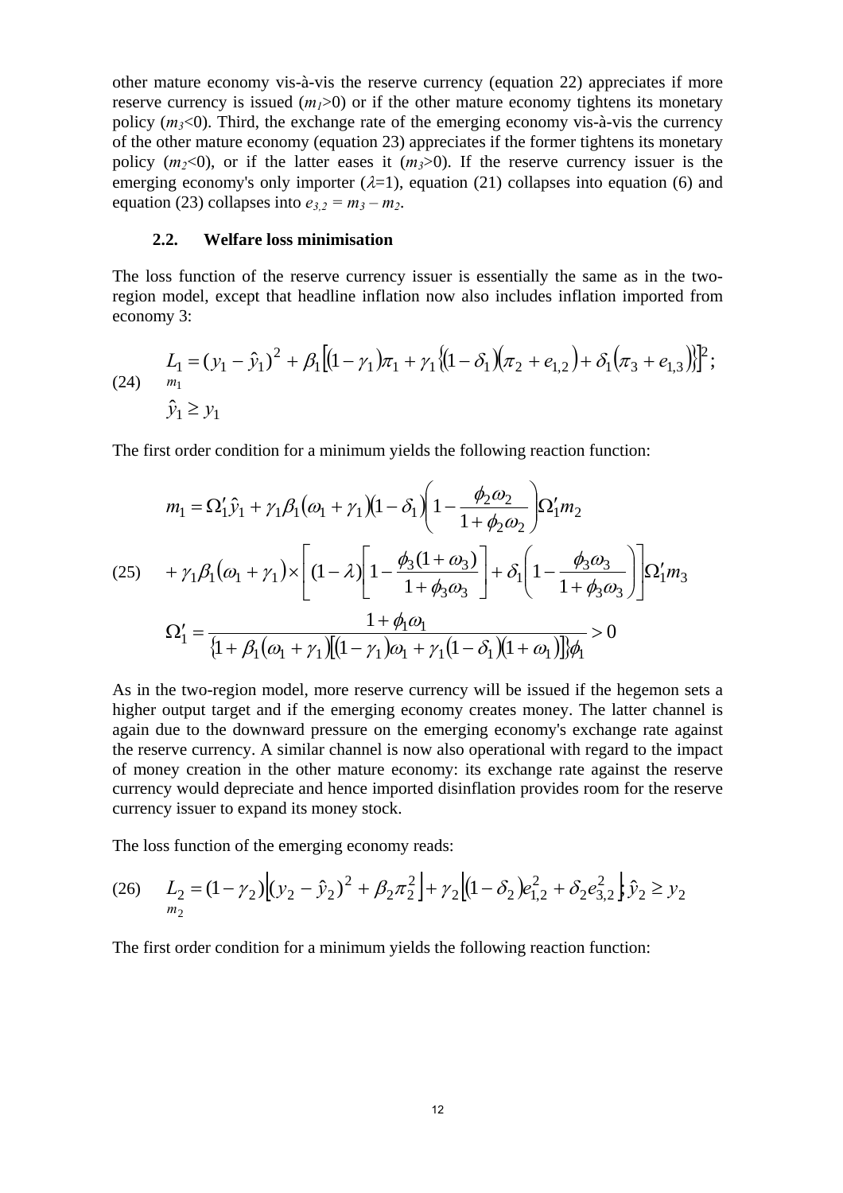other mature economy vis-à-vis the reserve currency (equation 22) appreciates if more reserve currency is issued ($m_1>0$) or if the other mature economy tightens its monetary policy ($m_3<0$). Third, the exchange rate of the emerging economy vis-à-vis the currency of the other mature economy (equation 23) appreciates if the former tightens its monetary policy ($m_2<0$), or if the latter eases it ($m_3>0$). If the reserve currency issuer is the emerging economy's only importer ($\lambda=1$), equation (21) collapses into equation (6) and equation (23) collapses into $e_{3,2} = m_3 - m_2$.

### 2.2. Welfare loss minimisation

The loss function of the reserve currency issuer is essentially the same as in the two-region model, except that headline inflation now also includes inflation imported from economy 3:

$$\text{(24)} \quad \underset{m_1}{L_1} = (y_1 - \hat{y}_1)^2 + \beta_1\left[(1-\gamma_1)\pi_1 + \gamma_1\left\{(1-\delta_1)(\pi_2 + e_{1,2}) + \delta_1(\pi_3 + e_{1,3})\right\}\right]^2; \quad \hat{y}_1 \geq y_1$$

The first order condition for a minimum yields the following reaction function:

$$\text{(25)} \quad \begin{aligned} m_1 &= \Omega_1'\hat{y}_1 + \gamma_1\beta_1(\omega_1+\gamma_1)(1-\delta_1)\left(1-\frac{\phi_2\omega_2}{1+\phi_2\omega_2}\right)\Omega_1' m_2 \\ &+ \gamma_1\beta_1(\omega_1+\gamma_1)\times\left[(1-\lambda)\left[1-\frac{\phi_3(1+\omega_3)}{1+\phi_3\omega_3}\right]+\delta_1\left(1-\frac{\phi_3\omega_3}{1+\phi_3\omega_3}\right)\right]\Omega_1' m_3 \\ \Omega_1' &= \frac{1+\phi_1\omega_1}{\left\{1+\beta_1(\omega_1+\gamma_1)\left[(1-\gamma_1)\omega_1+\gamma_1(1-\delta_1)(1+\omega_1)\right]\right\}\phi_1} > 0 \end{aligned}$$

As in the two-region model, more reserve currency will be issued if the hegemon sets a higher output target and if the emerging economy creates money. The latter channel is again due to the downward pressure on the emerging economy's exchange rate against the reserve currency. A similar channel is now also operational with regard to the impact of money creation in the other mature economy: its exchange rate against the reserve currency would depreciate and hence imported disinflation provides room for the reserve currency issuer to expand its money stock.

The loss function of the emerging economy reads:

$$\text{(26)} \quad \underset{m_2}{L_2} = (1-\gamma_2)\left[(y_2-\hat{y}_2)^2 + \beta_2\pi_2^2\right] + \gamma_2\left[(1-\delta_2)e_{1,2}^2 + \delta_2 e_{3,2}^2\right]; \hat{y}_2 \geq y_2$$

The first order condition for a minimum yields the following reaction function: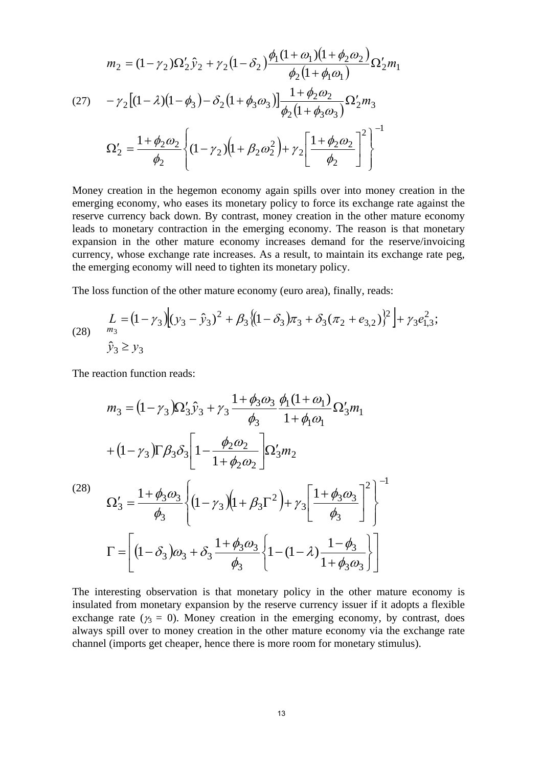$$
\begin{aligned}
m_2 &= (1-\gamma_2)\Omega_2'\hat{y}_2 + \gamma_2(1-\delta_2)\frac{\phi_1(1+\omega_1)(1+\phi_2\omega_2)}{\phi_2(1+\phi_1\omega_1)}\Omega_2' m_1 \\
&\quad -\gamma_2\left[(1-\lambda)(1-\phi_3)-\delta_2(1+\phi_3\omega_3)\right]\frac{1+\phi_2\omega_2}{\phi_2(1+\phi_3\omega_3)}\Omega_2' m_3 \qquad (27)\\
\Omega_2' &= \frac{1+\phi_2\omega_2}{\phi_2}\left\{(1-\gamma_2)\left(1+\beta_2\omega_2^2\right)+\gamma_2\left[\frac{1+\phi_2\omega_2}{\phi_2}\right]^2\right\}^{-1}
\end{aligned}
$$

Money creation in the hegemon economy again spills over into money creation in the emerging economy, who eases its monetary policy to force its exchange rate against the reserve currency back down. By contrast, money creation in the other mature economy leads to monetary contraction in the emerging economy. The reason is that monetary expansion in the other mature economy increases demand for the reserve/invoicing currency, whose exchange rate increases. As a result, to maintain its exchange rate peg, the emerging economy will need to tighten its monetary policy.

The loss function of the other mature economy (euro area), finally, reads:

$$
\begin{aligned}
\underset{m_3}{L} &= (1-\gamma_3)\left[(y_3-\hat{y}_3)^2+\beta_3\left\{(1-\delta_3)\pi_3+\delta_3(\pi_2+e_{3,2})\right\}^2\right]+\gamma_3 e_{1,3}^2; \qquad (28)\\
\hat{y}_3 &\geq y_3
\end{aligned}
$$

The reaction function reads:

$$
\begin{aligned}
m_3 &= (1-\gamma_3)\Omega_3'\hat{y}_3 + \gamma_3\frac{1+\phi_3\omega_3}{\phi_3}\frac{\phi_1(1+\omega_1)}{1+\phi_1\omega_1}\Omega_3' m_1 \\
&\quad +(1-\gamma_3)\Gamma\beta_3\delta_3\left[1-\frac{\phi_2\omega_2}{1+\phi_2\omega_2}\right]\Omega_3' m_2 \qquad (28)\\
\Omega_3' &= \frac{1+\phi_3\omega_3}{\phi_3}\left\{(1-\gamma_3)\left(1+\beta_3\Gamma^2\right)+\gamma_3\left[\frac{1+\phi_3\omega_3}{\phi_3}\right]^2\right\}^{-1}\\
\Gamma &= \left[(1-\delta_3)\omega_3+\delta_3\frac{1+\phi_3\omega_3}{\phi_3}\left\{1-(1-\lambda)\frac{1-\phi_3}{1+\phi_3\omega_3}\right\}\right]
\end{aligned}
$$

The interesting observation is that monetary policy in the other mature economy is insulated from monetary expansion by the reserve currency issuer if it adopts a flexible exchange rate ($\gamma_3 = 0$). Money creation in the emerging economy, by contrast, does always spill over to money creation in the other mature economy via the exchange rate channel (imports get cheaper, hence there is more room for monetary stimulus).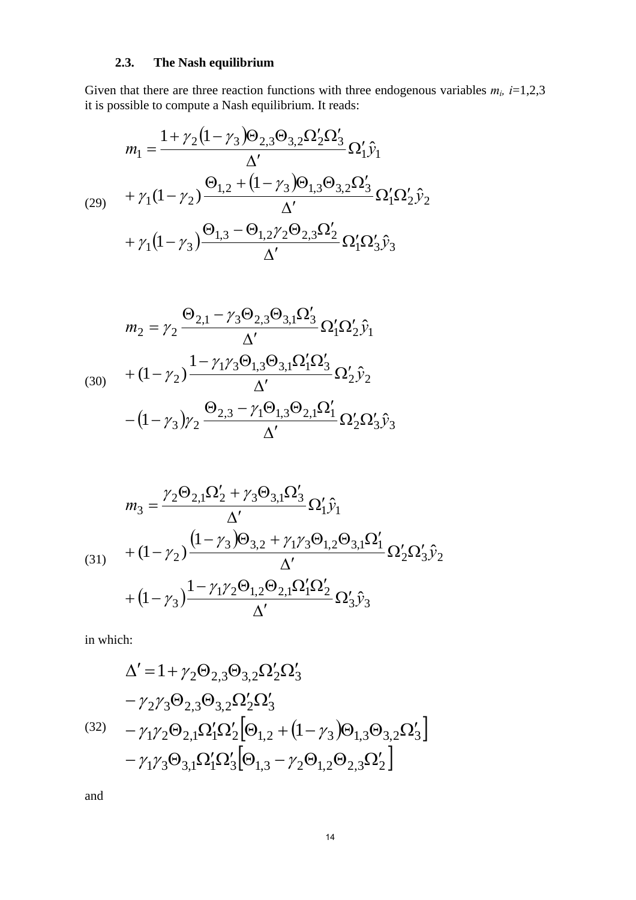### 2.3. The Nash equilibrium

Given that there are three reaction functions with three endogenous variables $m_i$, $i$=1,2,3 it is possible to compute a Nash equilibrium. It reads:

$$
\begin{aligned}
m_1 &= \frac{1+\gamma_2(1-\gamma_3)\Theta_{2,3}\Theta_{3,2}\Omega'_2\Omega'_3}{\Delta'}\Omega'_1\hat{y}_1 \\
&+\gamma_1(1-\gamma_2)\frac{\Theta_{1,2}+(1-\gamma_3)\Theta_{1,3}\Theta_{3,2}\Omega'_3}{\Delta'}\Omega'_1\Omega'_2\hat{y}_2 \\
&+\gamma_1(1-\gamma_3)\frac{\Theta_{1,3}-\Theta_{1,2}\gamma_2\Theta_{2,3}\Omega'_2}{\Delta'}\Omega'_1\Omega'_3\hat{y}_3
\end{aligned} \tag{29}
$$

$$
\begin{aligned}
m_2 &= \gamma_2\frac{\Theta_{2,1}-\gamma_3\Theta_{2,3}\Theta_{3,1}\Omega'_3}{\Delta'}\Omega'_1\Omega'_2\hat{y}_1 \\
&+(1-\gamma_2)\frac{1-\gamma_1\gamma_3\Theta_{1,3}\Theta_{3,1}\Omega'_1\Omega'_3}{\Delta'}\Omega'_2\hat{y}_2 \\
&-(1-\gamma_3)\gamma_2\frac{\Theta_{2,3}-\gamma_1\Theta_{1,3}\Theta_{2,1}\Omega'_1}{\Delta'}\Omega'_2\Omega'_3\hat{y}_3
\end{aligned} \tag{30}
$$

$$
\begin{aligned}
m_3 &= \frac{\gamma_2\Theta_{2,1}\Omega'_2+\gamma_3\Theta_{3,1}\Omega'_3}{\Delta'}\Omega'_1\hat{y}_1 \\
&+(1-\gamma_2)\frac{(1-\gamma_3)\Theta_{3,2}+\gamma_1\gamma_3\Theta_{1,2}\Theta_{3,1}\Omega'_1}{\Delta'}\Omega'_2\Omega'_3\hat{y}_2 \\
&+(1-\gamma_3)\frac{1-\gamma_1\gamma_2\Theta_{1,2}\Theta_{2,1}\Omega'_1\Omega'_2}{\Delta'}\Omega'_3\hat{y}_3
\end{aligned} \tag{31}
$$

in which:

$$
\begin{aligned}
\Delta' &= 1+\gamma_2\Theta_{2,3}\Theta_{3,2}\Omega'_2\Omega'_3 \\
&-\gamma_2\gamma_3\Theta_{2,3}\Theta_{3,2}\Omega'_2\Omega'_3 \\
&-\gamma_1\gamma_2\Theta_{2,1}\Omega'_1\Omega'_2\left[\Theta_{1,2}+(1-\gamma_3)\Theta_{1,3}\Theta_{3,2}\Omega'_3\right] \\
&-\gamma_1\gamma_3\Theta_{3,1}\Omega'_1\Omega'_3\left[\Theta_{1,3}-\gamma_2\Theta_{1,2}\Theta_{2,3}\Omega'_2\right]
\end{aligned} \tag{32}
$$

and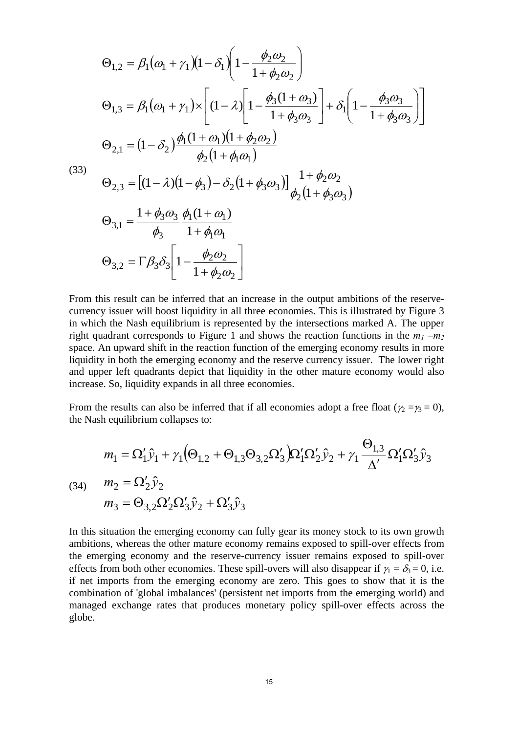$$
(33) \quad
\begin{aligned}
\Theta_{1,2} &= \beta_1(\omega_1+\gamma_1)(1-\delta_1)\left(1-\frac{\phi_2\omega_2}{1+\phi_2\omega_2}\right) \\
\Theta_{1,3} &= \beta_1(\omega_1+\gamma_1)\times\left[(1-\lambda)\left[1-\frac{\phi_3(1+\omega_3)}{1+\phi_3\omega_3}\right]+\delta_1\left(1-\frac{\phi_3\omega_3}{1+\phi_3\omega_3}\right)\right] \\
\Theta_{2,1} &= (1-\delta_2)\frac{\phi_1(1+\omega_1)(1+\phi_2\omega_2)}{\phi_2(1+\phi_1\omega_1)} \\
\Theta_{2,3} &= \left[(1-\lambda)(1-\phi_3)-\delta_2(1+\phi_3\omega_3)\right]\frac{1+\phi_2\omega_2}{\phi_2(1+\phi_3\omega_3)} \\
\Theta_{3,1} &= \frac{1+\phi_3\omega_3}{\phi_3}\frac{\phi_1(1+\omega_1)}{1+\phi_1\omega_1} \\
\Theta_{3,2} &= \Gamma\beta_3\delta_3\left[1-\frac{\phi_2\omega_2}{1+\phi_2\omega_2}\right]
\end{aligned}
$$

From this result can be inferred that an increase in the output ambitions of the reserve-currency issuer will boost liquidity in all three economies. This is illustrated by Figure 3 in which the Nash equilibrium is represented by the intersections marked A. The upper right quadrant corresponds to Figure 1 and shows the reaction functions in the $m_1 - m_2$ space. An upward shift in the reaction function of the emerging economy results in more liquidity in both the emerging economy and the reserve currency issuer. The lower right and upper left quadrants depict that liquidity in the other mature economy would also increase. So, liquidity expands in all three economies.

From the results can also be inferred that if all economies adopt a free float ($\gamma_2 = \gamma_3 = 0$), the Nash equilibrium collapses to:

$$
(34) \quad
\begin{aligned}
m_1 &= \Omega_1'\hat{y}_1 + \gamma_1\left(\Theta_{1,2}+\Theta_{1,3}\Theta_{3,2}\Omega_3'\right)\Omega_1'\Omega_2'\hat{y}_2 + \gamma_1\frac{\Theta_{1,3}}{\Delta'}\Omega_1'\Omega_3'\hat{y}_3 \\
m_2 &= \Omega_2'\hat{y}_2 \\
m_3 &= \Theta_{3,2}\Omega_2'\Omega_3'\hat{y}_2 + \Omega_3'\hat{y}_3
\end{aligned}
$$

In this situation the emerging economy can fully gear its money stock to its own growth ambitions, whereas the other mature economy remains exposed to spill-over effects from the emerging economy and the reserve-currency issuer remains exposed to spill-over effects from both other economies. These spill-overs will also disappear if $\gamma_1 = \delta_3 = 0$, i.e. if net imports from the emerging economy are zero. This goes to show that it is the combination of 'global imbalances' (persistent net imports from the emerging world) and managed exchange rates that produces monetary policy spill-over effects across the globe.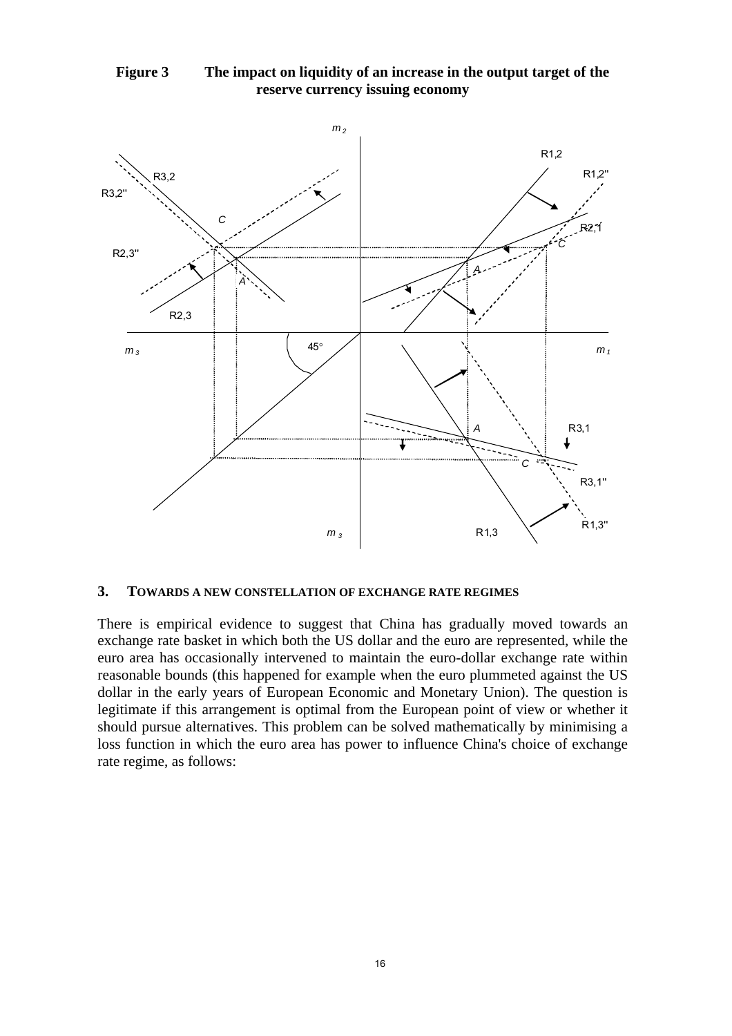**Figure 3 The impact on liquidity of an increase in the output target of the reserve currency issuing economy**

## 3. TOWARDS A NEW CONSTELLATION OF EXCHANGE RATE REGIMES

There is empirical evidence to suggest that China has gradually moved towards an exchange rate basket in which both the US dollar and the euro are represented, while the euro area has occasionally intervened to maintain the euro-dollar exchange rate within reasonable bounds (this happened for example when the euro plummeted against the US dollar in the early years of European Economic and Monetary Union). The question is legitimate if this arrangement is optimal from the European point of view or whether it should pursue alternatives. This problem can be solved mathematically by minimising a loss function in which the euro area has power to influence China's choice of exchange rate regime, as follows: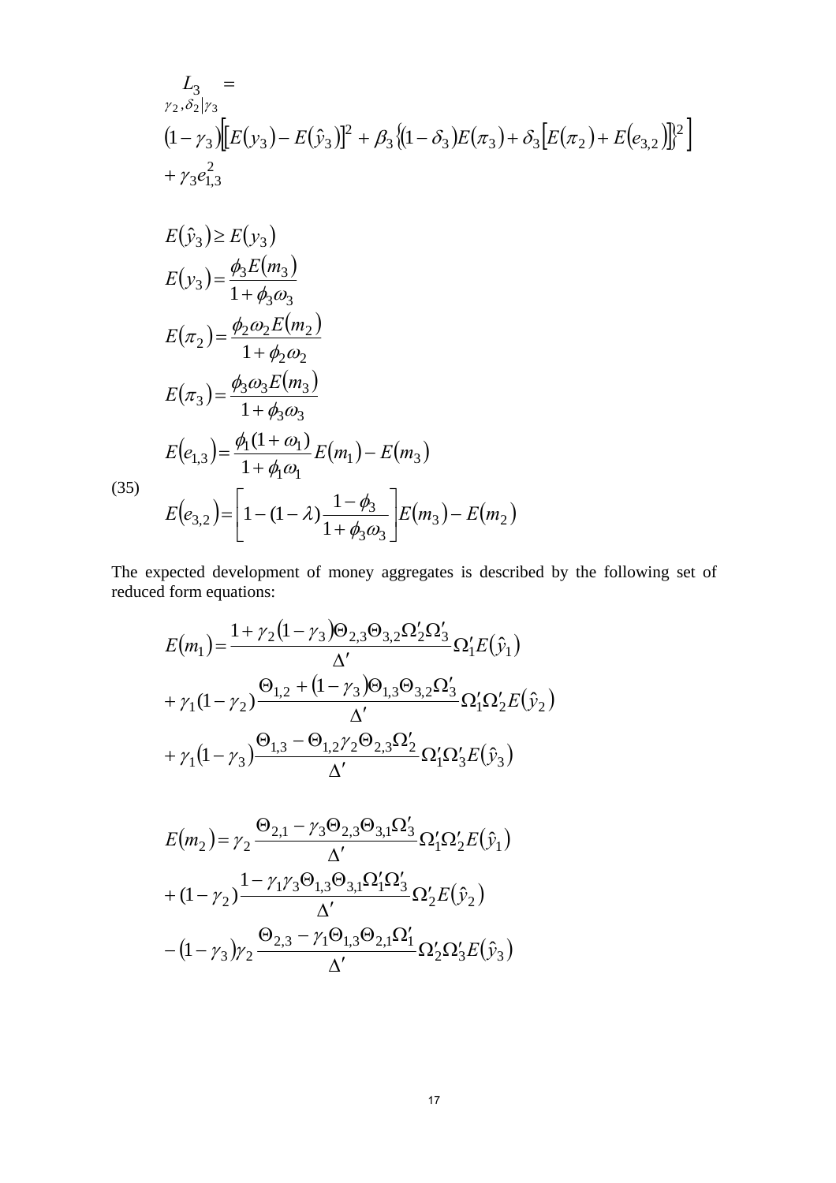$$\underset{\gamma_2,\delta_2|\gamma_3}{L_3} =$$

$$(1-\gamma_3)\left[\left[E(y_3)-E(\hat{y}_3)\right]^2+\beta_3\left\{(1-\delta_3)E(\pi_3)+\delta_3\left[E(\pi_2)+E(e_{3,2})\right]\right\}^2\right]$$

$$+\gamma_3 e_{1,3}^2$$

(35)

$$E(\hat{y}_3)\geq E(y_3)$$

$$E(y_3)=\frac{\phi_3 E(m_3)}{1+\phi_3\omega_3}$$

$$E(\pi_2)=\frac{\phi_2\omega_2 E(m_2)}{1+\phi_2\omega_2}$$

$$E(\pi_3)=\frac{\phi_3\omega_3 E(m_3)}{1+\phi_3\omega_3}$$

$$E(e_{1,3})=\frac{\phi_1(1+\omega_1)}{1+\phi_1\omega_1}E(m_1)-E(m_3)$$

$$E(e_{3,2})=\left[1-(1-\lambda)\frac{1-\phi_3}{1+\phi_3\omega_3}\right]E(m_3)-E(m_2)$$

The expected development of money aggregates is described by the following set of reduced form equations:

$$E(m_1)=\frac{1+\gamma_2(1-\gamma_3)\Theta_{2,3}\Theta_{3,2}\Omega_2'\Omega_3'}{\Delta'}\Omega_1' E(\hat{y}_1)$$

$$+\gamma_1(1-\gamma_2)\frac{\Theta_{1,2}+(1-\gamma_3)\Theta_{1,3}\Theta_{3,2}\Omega_3'}{\Delta'}\Omega_1'\Omega_2' E(\hat{y}_2)$$

$$+\gamma_1(1-\gamma_3)\frac{\Theta_{1,3}-\Theta_{1,2}\gamma_2\Theta_{2,3}\Omega_2'}{\Delta'}\Omega_1'\Omega_3' E(\hat{y}_3)$$

$$E(m_2)=\gamma_2\frac{\Theta_{2,1}-\gamma_3\Theta_{2,3}\Theta_{3,1}\Omega_3'}{\Delta'}\Omega_1'\Omega_2' E(\hat{y}_1)$$

$$+(1-\gamma_2)\frac{1-\gamma_1\gamma_3\Theta_{1,3}\Theta_{3,1}\Omega_1'\Omega_3'}{\Delta'}\Omega_2' E(\hat{y}_2)$$

$$-(1-\gamma_3)\gamma_2\frac{\Theta_{2,3}-\gamma_1\Theta_{1,3}\Theta_{2,1}\Omega_1'}{\Delta'}\Omega_2'\Omega_3' E(\hat{y}_3)$$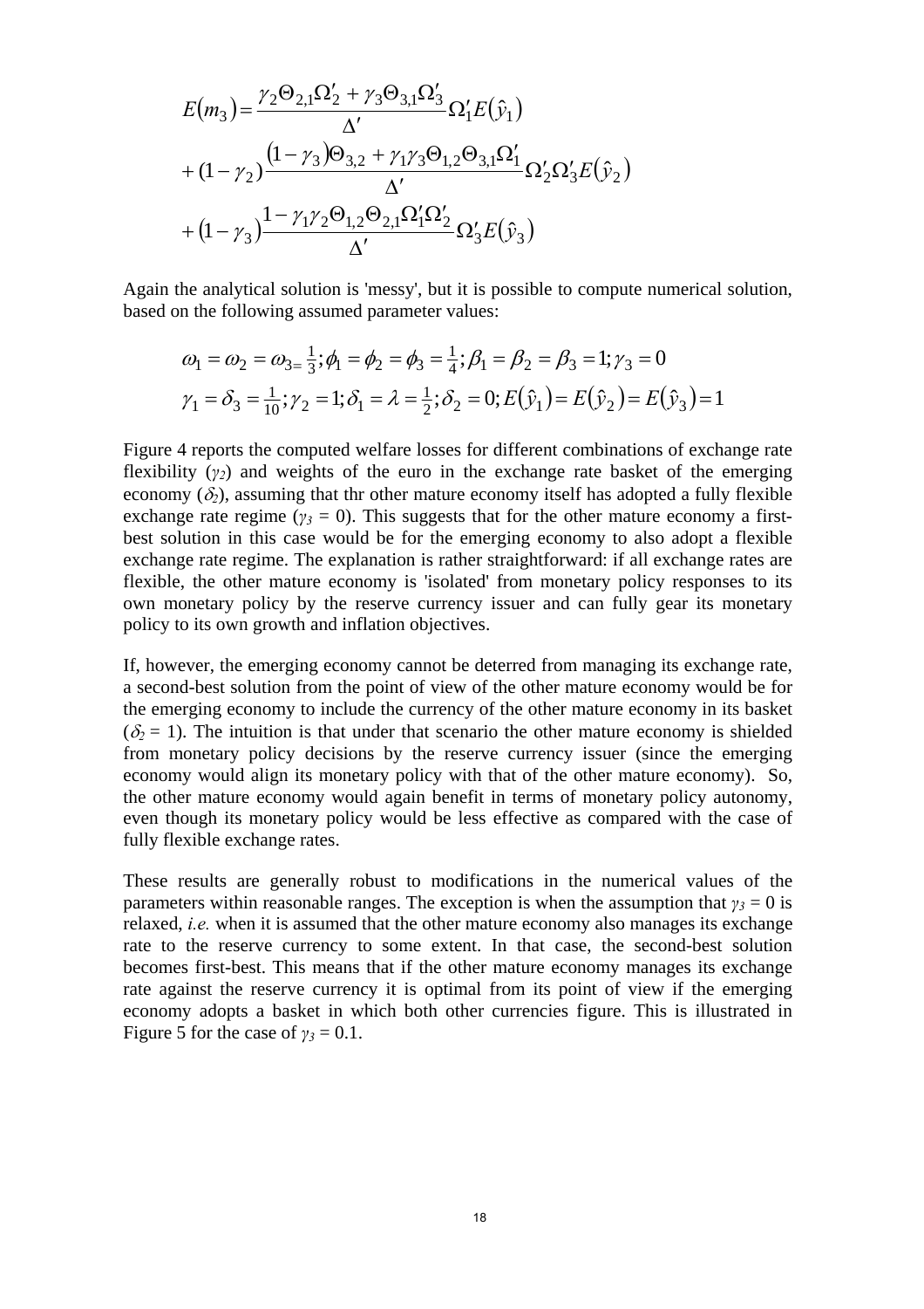$$E(m_3) = \frac{\gamma_2 \Theta_{2,1} \Omega_2' + \gamma_3 \Theta_{3,1} \Omega_3'}{\Delta'} \Omega_1' E(\hat{y}_1)$$

$$+ (1-\gamma_2) \frac{(1-\gamma_3)\Theta_{3,2} + \gamma_1 \gamma_3 \Theta_{1,2} \Theta_{3,1} \Omega_1'}{\Delta'} \Omega_2' \Omega_3' E(\hat{y}_2)$$

$$+ (1-\gamma_3) \frac{1 - \gamma_1 \gamma_2 \Theta_{1,2} \Theta_{2,1} \Omega_1' \Omega_2'}{\Delta'} \Omega_3' E(\hat{y}_3)$$

Again the analytical solution is 'messy', but it is possible to compute numerical solution, based on the following assumed parameter values:

$$\omega_1 = \omega_2 = \omega_3 = \tfrac{1}{3}; \phi_1 = \phi_2 = \phi_3 = \tfrac{1}{4}; \beta_1 = \beta_2 = \beta_3 = 1; \gamma_3 = 0$$

$$\gamma_1 = \delta_3 = \tfrac{1}{10}; \gamma_2 = 1; \delta_1 = \lambda = \tfrac{1}{2}; \delta_2 = 0; E(\hat{y}_1) = E(\hat{y}_2) = E(\hat{y}_3) = 1$$

Figure 4 reports the computed welfare losses for different combinations of exchange rate flexibility ($\gamma_2$) and weights of the euro in the exchange rate basket of the emerging economy ($\delta_2$), assuming that thr other mature economy itself has adopted a fully flexible exchange rate regime ($\gamma_3 = 0$). This suggests that for the other mature economy a first-best solution in this case would be for the emerging economy to also adopt a flexible exchange rate regime. The explanation is rather straightforward: if all exchange rates are flexible, the other mature economy is 'isolated' from monetary policy responses to its own monetary policy by the reserve currency issuer and can fully gear its monetary policy to its own growth and inflation objectives.

If, however, the emerging economy cannot be deterred from managing its exchange rate, a second-best solution from the point of view of the other mature economy would be for the emerging economy to include the currency of the other mature economy in its basket ($\delta_2 = 1$). The intuition is that under that scenario the other mature economy is shielded from monetary policy decisions by the reserve currency issuer (since the emerging economy would align its monetary policy with that of the other mature economy). So, the other mature economy would again benefit in terms of monetary policy autonomy, even though its monetary policy would be less effective as compared with the case of fully flexible exchange rates.

These results are generally robust to modifications in the numerical values of the parameters within reasonable ranges. The exception is when the assumption that $\gamma_3 = 0$ is relaxed, *i.e.* when it is assumed that the other mature economy also manages its exchange rate to the reserve currency to some extent. In that case, the second-best solution becomes first-best. This means that if the other mature economy manages its exchange rate against the reserve currency it is optimal from its point of view if the emerging economy adopts a basket in which both other currencies figure. This is illustrated in Figure 5 for the case of $\gamma_3 = 0.1$.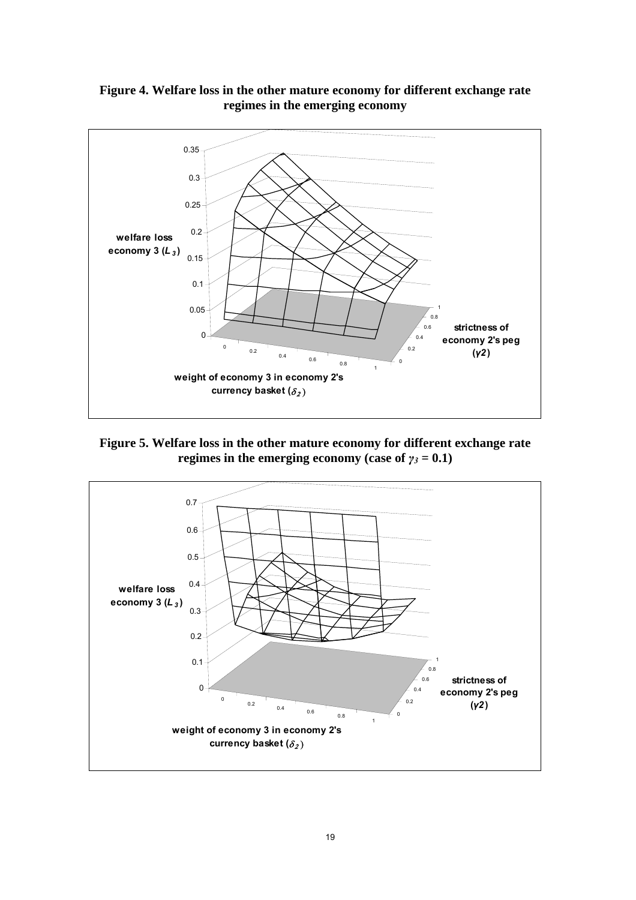**Figure 4. Welfare loss in the other mature economy for different exchange rate regimes in the emerging economy**

**Figure 5. Welfare loss in the other mature economy for different exchange rate regimes in the emerging economy (case of $\gamma_3 = 0.1$)**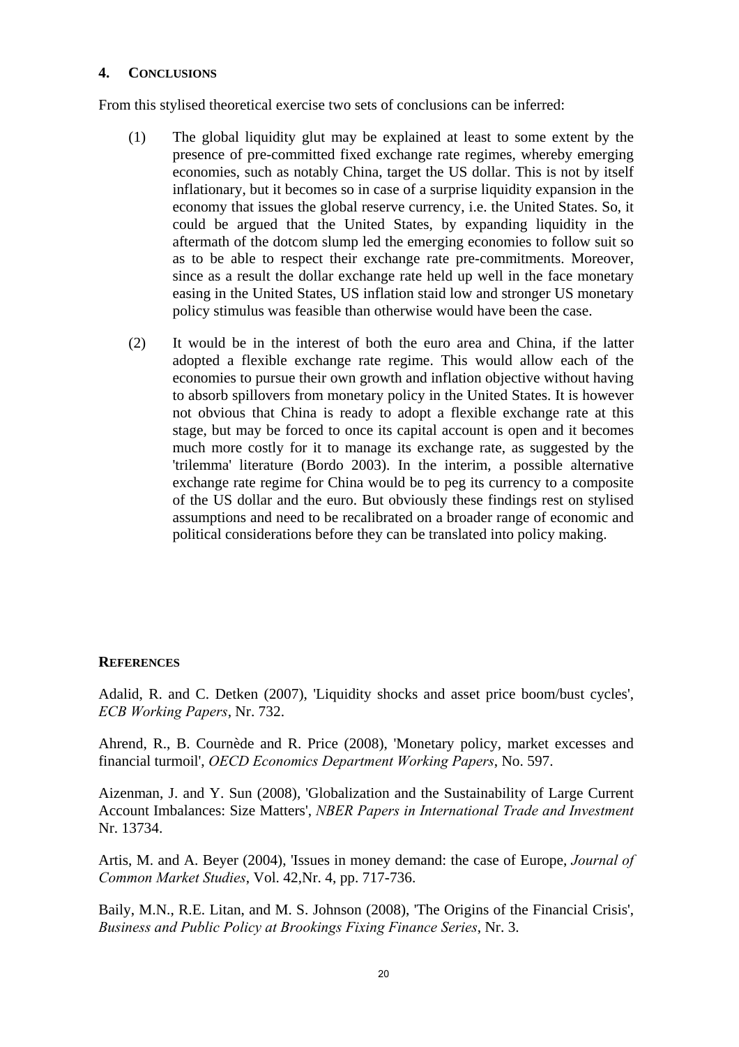## 4. CONCLUSIONS

From this stylised theoretical exercise two sets of conclusions can be inferred:

(1) The global liquidity glut may be explained at least to some extent by the presence of pre-committed fixed exchange rate regimes, whereby emerging economies, such as notably China, target the US dollar. This is not by itself inflationary, but it becomes so in case of a surprise liquidity expansion in the economy that issues the global reserve currency, i.e. the United States. So, it could be argued that the United States, by expanding liquidity in the aftermath of the dotcom slump led the emerging economies to follow suit so as to be able to respect their exchange rate pre-commitments. Moreover, since as a result the dollar exchange rate held up well in the face monetary easing in the United States, US inflation staid low and stronger US monetary policy stimulus was feasible than otherwise would have been the case.

(2) It would be in the interest of both the euro area and China, if the latter adopted a flexible exchange rate regime. This would allow each of the economies to pursue their own growth and inflation objective without having to absorb spillovers from monetary policy in the United States. It is however not obvious that China is ready to adopt a flexible exchange rate at this stage, but may be forced to once its capital account is open and it becomes much more costly for it to manage its exchange rate, as suggested by the 'trilemma' literature (Bordo 2003). In the interim, a possible alternative exchange rate regime for China would be to peg its currency to a composite of the US dollar and the euro. But obviously these findings rest on stylised assumptions and need to be recalibrated on a broader range of economic and political considerations before they can be translated into policy making.

## REFERENCES

Adalid, R. and C. Detken (2007), 'Liquidity shocks and asset price boom/bust cycles', *ECB Working Papers*, Nr. 732.

Ahrend, R., B. Cournède and R. Price (2008), 'Monetary policy, market excesses and financial turmoil', *OECD Economics Department Working Papers*, No. 597.

Aizenman, J. and Y. Sun (2008), 'Globalization and the Sustainability of Large Current Account Imbalances: Size Matters', *NBER Papers in International Trade and Investment* Nr. 13734.

Artis, M. and A. Beyer (2004), 'Issues in money demand: the case of Europe, *Journal of Common Market Studies*, Vol. 42,Nr. 4, pp. 717-736.

Baily, M.N., R.E. Litan, and M. S. Johnson (2008), 'The Origins of the Financial Crisis', *Business and Public Policy at Brookings Fixing Finance Series*, Nr. 3.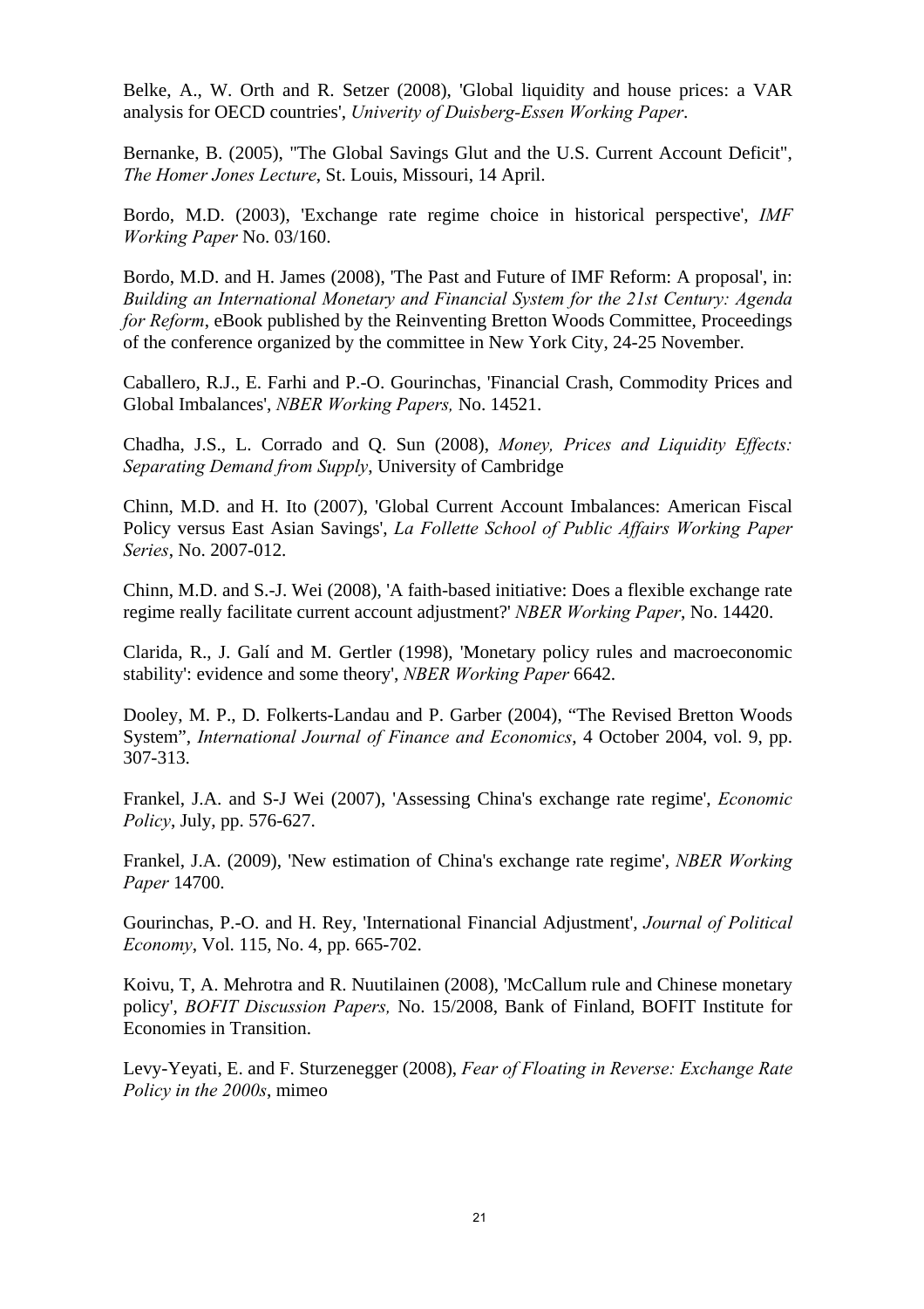Belke, A., W. Orth and R. Setzer (2008), 'Global liquidity and house prices: a VAR analysis for OECD countries', *Univerity of Duisberg-Essen Working Paper*.

Bernanke, B. (2005), "The Global Savings Glut and the U.S. Current Account Deficit", *The Homer Jones Lecture*, St. Louis, Missouri, 14 April.

Bordo, M.D. (2003), 'Exchange rate regime choice in historical perspective', *IMF Working Paper* No. 03/160.

Bordo, M.D. and H. James (2008), 'The Past and Future of IMF Reform: A proposal', in: *Building an International Monetary and Financial System for the 21st Century: Agenda for Reform*, eBook published by the Reinventing Bretton Woods Committee, Proceedings of the conference organized by the committee in New York City, 24-25 November.

Caballero, R.J., E. Farhi and P.-O. Gourinchas, 'Financial Crash, Commodity Prices and Global Imbalances', *NBER Working Papers,* No. 14521.

Chadha, J.S., L. Corrado and Q. Sun (2008), *Money, Prices and Liquidity Effects: Separating Demand from Supply*, University of Cambridge

Chinn, M.D. and H. Ito (2007), 'Global Current Account Imbalances: American Fiscal Policy versus East Asian Savings', *La Follette School of Public Affairs Working Paper Series*, No. 2007-012.

Chinn, M.D. and S.-J. Wei (2008), 'A faith-based initiative: Does a flexible exchange rate regime really facilitate current account adjustment?' *NBER Working Paper*, No. 14420.

Clarida, R., J. Galí and M. Gertler (1998), 'Monetary policy rules and macroeconomic stability': evidence and some theory', *NBER Working Paper* 6642.

Dooley, M. P., D. Folkerts-Landau and P. Garber (2004), "The Revised Bretton Woods System", *International Journal of Finance and Economics*, 4 October 2004, vol. 9, pp. 307-313.

Frankel, J.A. and S-J Wei (2007), 'Assessing China's exchange rate regime', *Economic Policy*, July, pp. 576-627.

Frankel, J.A. (2009), 'New estimation of China's exchange rate regime', *NBER Working Paper* 14700.

Gourinchas, P.-O. and H. Rey, 'International Financial Adjustment', *Journal of Political Economy*, Vol. 115, No. 4, pp. 665-702.

Koivu, T, A. Mehrotra and R. Nuutilainen (2008), 'McCallum rule and Chinese monetary policy', *BOFIT Discussion Papers,* No. 15/2008, Bank of Finland, BOFIT Institute for Economies in Transition.

Levy-Yeyati, E. and F. Sturzenegger (2008), *Fear of Floating in Reverse: Exchange Rate Policy in the 2000s*, mimeo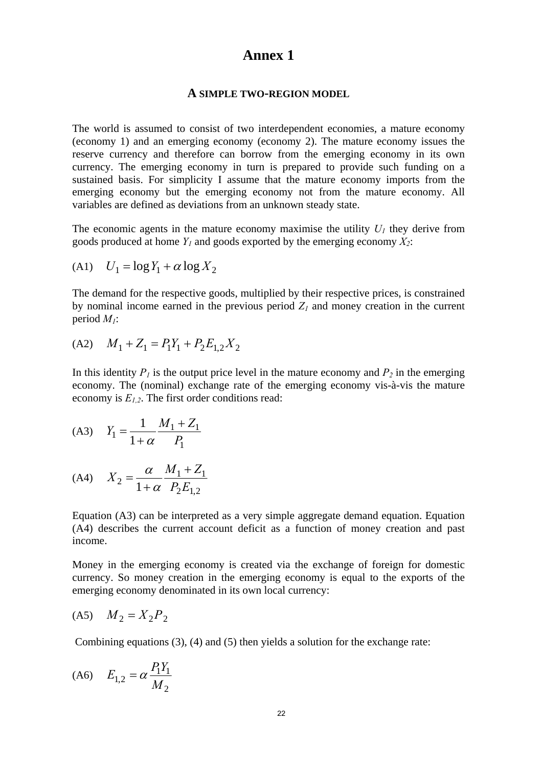# Annex 1

## A SIMPLE TWO-REGION MODEL

The world is assumed to consist of two interdependent economies, a mature economy (economy 1) and an emerging economy (economy 2). The mature economy issues the reserve currency and therefore can borrow from the emerging economy in its own currency. The emerging economy in turn is prepared to provide such funding on a sustained basis. For simplicity I assume that the mature economy imports from the emerging economy but the emerging economy not from the mature economy. All variables are defined as deviations from an unknown steady state.

The economic agents in the mature economy maximise the utility $U_1$ they derive from goods produced at home $Y_1$ and goods exported by the emerging economy $X_2$:

(A1) $$U_1 = \log Y_1 + \alpha \log X_2$$

The demand for the respective goods, multiplied by their respective prices, is constrained by nominal income earned in the previous period $Z_1$ and money creation in the current period $M_1$:

(A2) $$M_1 + Z_1 = P_1 Y_1 + P_2 E_{1,2} X_2$$

In this identity $P_1$ is the output price level in the mature economy and $P_2$ in the emerging economy. The (nominal) exchange rate of the emerging economy vis-à-vis the mature economy is $E_{1,2}$. The first order conditions read:

(A3) $$Y_1 = \frac{1}{1+\alpha} \frac{M_1 + Z_1}{P_1}$$

(A4) $$X_2 = \frac{\alpha}{1+\alpha} \frac{M_1 + Z_1}{P_2 E_{1,2}}$$

Equation (A3) can be interpreted as a very simple aggregate demand equation. Equation (A4) describes the current account deficit as a function of money creation and past income.

Money in the emerging economy is created via the exchange of foreign for domestic currency. So money creation in the emerging economy is equal to the exports of the emerging economy denominated in its own local currency:

(A5) $$M_2 = X_2 P_2$$

Combining equations (3), (4) and (5) then yields a solution for the exchange rate:

(A6) $$E_{1,2} = \alpha \frac{P_1 Y_1}{M_2}$$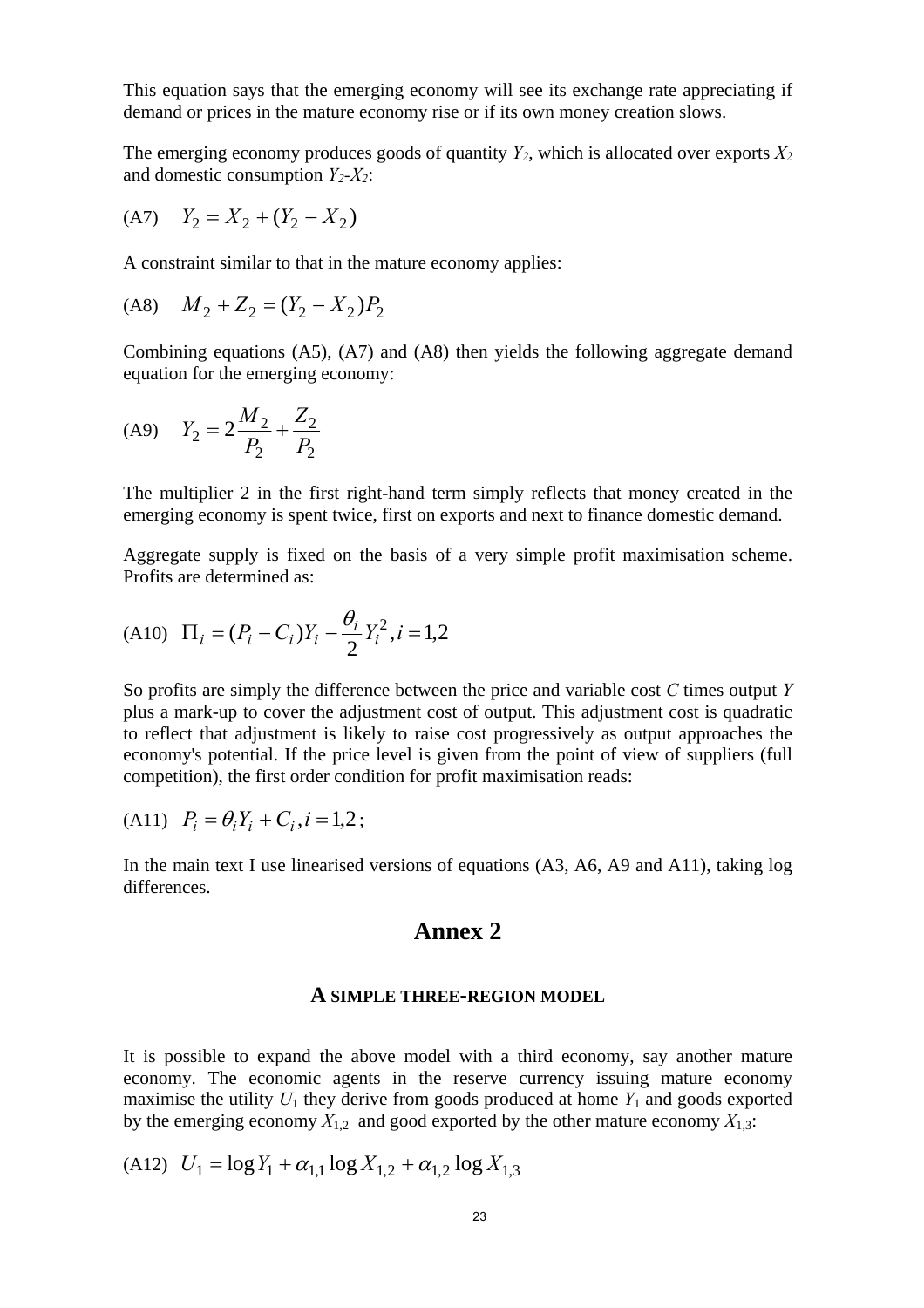This equation says that the emerging economy will see its exchange rate appreciating if demand or prices in the mature economy rise or if its own money creation slows.

The emerging economy produces goods of quantity $Y_2$, which is allocated over exports $X_2$ and domestic consumption $Y_2$-$X_2$:

$$\text{(A7)} \quad Y_2 = X_2 + (Y_2 - X_2)$$

A constraint similar to that in the mature economy applies:

$$\text{(A8)} \quad M_2 + Z_2 = (Y_2 - X_2)P_2$$

Combining equations (A5), (A7) and (A8) then yields the following aggregate demand equation for the emerging economy:

$$\text{(A9)} \quad Y_2 = 2\frac{M_2}{P_2} + \frac{Z_2}{P_2}$$

The multiplier 2 in the first right-hand term simply reflects that money created in the emerging economy is spent twice, first on exports and next to finance domestic demand.

Aggregate supply is fixed on the basis of a very simple profit maximisation scheme. Profits are determined as:

$$\text{(A10)} \quad \Pi_i = (P_i - C_i)Y_i - \frac{\theta_i}{2}Y_i^2, i = 1,2$$

So profits are simply the difference between the price and variable cost $C$ times output $Y$ plus a mark-up to cover the adjustment cost of output. This adjustment cost is quadratic to reflect that adjustment is likely to raise cost progressively as output approaches the economy's potential. If the price level is given from the point of view of suppliers (full competition), the first order condition for profit maximisation reads:

$$\text{(A11)} \quad P_i = \theta_i Y_i + C_i, i = 1,2;$$

In the main text I use linearised versions of equations (A3, A6, A9 and A11), taking log differences.

## Annex 2

### A SIMPLE THREE-REGION MODEL

It is possible to expand the above model with a third economy, say another mature economy. The economic agents in the reserve currency issuing mature economy maximise the utility $U_1$ they derive from goods produced at home $Y_1$ and goods exported by the emerging economy $X_{1,2}$ and good exported by the other mature economy $X_{1,3}$:

$$\text{(A12)} \quad U_1 = \log Y_1 + \alpha_{1,1}\log X_{1,2} + \alpha_{1,2}\log X_{1,3}$$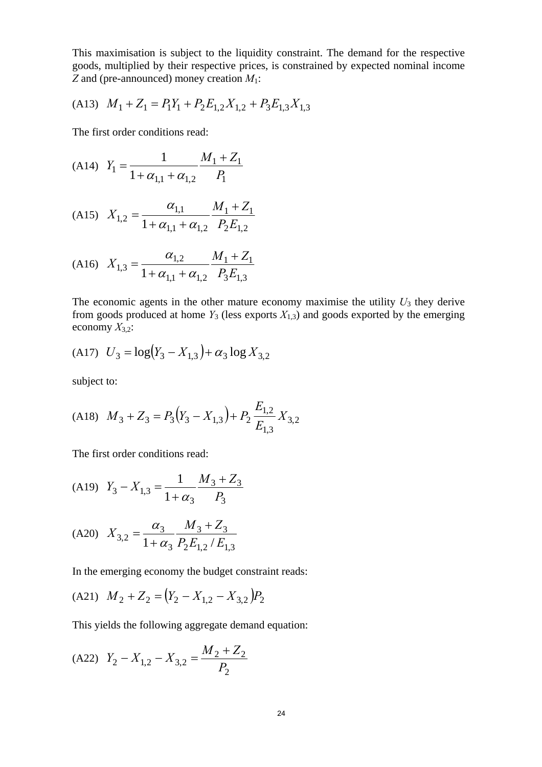This maximisation is subject to the liquidity constraint. The demand for the respective goods, multiplied by their respective prices, is constrained by expected nominal income $Z$ and (pre-announced) money creation $M_1$:

$$\text{(A13)}\quad M_1 + Z_1 = P_1 Y_1 + P_2 E_{1,2} X_{1,2} + P_3 E_{1,3} X_{1,3}$$

The first order conditions read:

$$\text{(A14)}\quad Y_1 = \frac{1}{1+\alpha_{1,1}+\alpha_{1,2}} \frac{M_1 + Z_1}{P_1}$$

$$\text{(A15)}\quad X_{1,2} = \frac{\alpha_{1,1}}{1+\alpha_{1,1}+\alpha_{1,2}} \frac{M_1 + Z_1}{P_2 E_{1,2}}$$

$$\text{(A16)}\quad X_{1,3} = \frac{\alpha_{1,2}}{1+\alpha_{1,1}+\alpha_{1,2}} \frac{M_1 + Z_1}{P_3 E_{1,3}}$$

The economic agents in the other mature economy maximise the utility $U_3$ they derive from goods produced at home $Y_3$ (less exports $X_{1,3}$) and goods exported by the emerging economy $X_{3,2}$:

$$\text{(A17)}\quad U_3 = \log\left(Y_3 - X_{1,3}\right) + \alpha_3 \log X_{3,2}$$

subject to:

$$\text{(A18)}\quad M_3 + Z_3 = P_3\left(Y_3 - X_{1,3}\right) + P_2 \frac{E_{1,2}}{E_{1,3}} X_{3,2}$$

The first order conditions read:

$$\text{(A19)}\quad Y_3 - X_{1,3} = \frac{1}{1+\alpha_3} \frac{M_3 + Z_3}{P_3}$$

$$\text{(A20)}\quad X_{3,2} = \frac{\alpha_3}{1+\alpha_3} \frac{M_3 + Z_3}{P_2 E_{1,2} / E_{1,3}}$$

In the emerging economy the budget constraint reads:

$$\text{(A21)}\quad M_2 + Z_2 = \left(Y_2 - X_{1,2} - X_{3,2}\right) P_2$$

This yields the following aggregate demand equation:

$$\text{(A22)}\quad Y_2 - X_{1,2} - X_{3,2} = \frac{M_2 + Z_2}{P_2}$$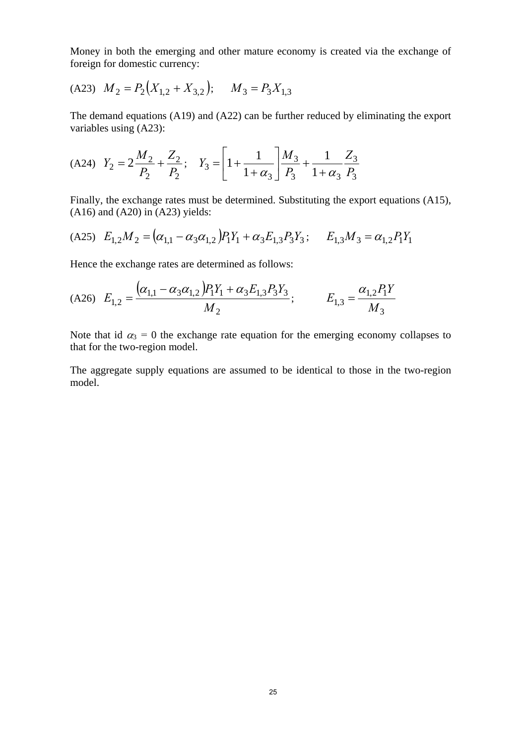Money in both the emerging and other mature economy is created via the exchange of foreign for domestic currency:

$$\text{(A23)} \quad M_2 = P_2\left(X_{1,2} + X_{3,2}\right); \qquad M_3 = P_3 X_{1,3}$$

The demand equations (A19) and (A22) can be further reduced by eliminating the export variables using (A23):

$$\text{(A24)} \quad Y_2 = 2\frac{M_2}{P_2} + \frac{Z_2}{P_2}; \quad Y_3 = \left[1 + \frac{1}{1+\alpha_3}\right]\frac{M_3}{P_3} + \frac{1}{1+\alpha_3}\frac{Z_3}{P_3}$$

Finally, the exchange rates must be determined. Substituting the export equations (A15), (A16) and (A20) in (A23) yields:

$$\text{(A25)} \quad E_{1,2}M_2 = \left(\alpha_{1,1} - \alpha_3\alpha_{1,2}\right)P_1Y_1 + \alpha_3 E_{1,3}P_3Y_3; \qquad E_{1,3}M_3 = \alpha_{1,2}P_1Y_1$$

Hence the exchange rates are determined as follows:

$$\text{(A26)} \quad E_{1,2} = \frac{\left(\alpha_{1,1} - \alpha_3\alpha_{1,2}\right)P_1Y_1 + \alpha_3 E_{1,3}P_3Y_3}{M_2}; \qquad E_{1,3} = \frac{\alpha_{1,2}P_1Y}{M_3}$$

Note that id $\alpha_3 = 0$ the exchange rate equation for the emerging economy collapses to that for the two-region model.

The aggregate supply equations are assumed to be identical to those in the two-region model.